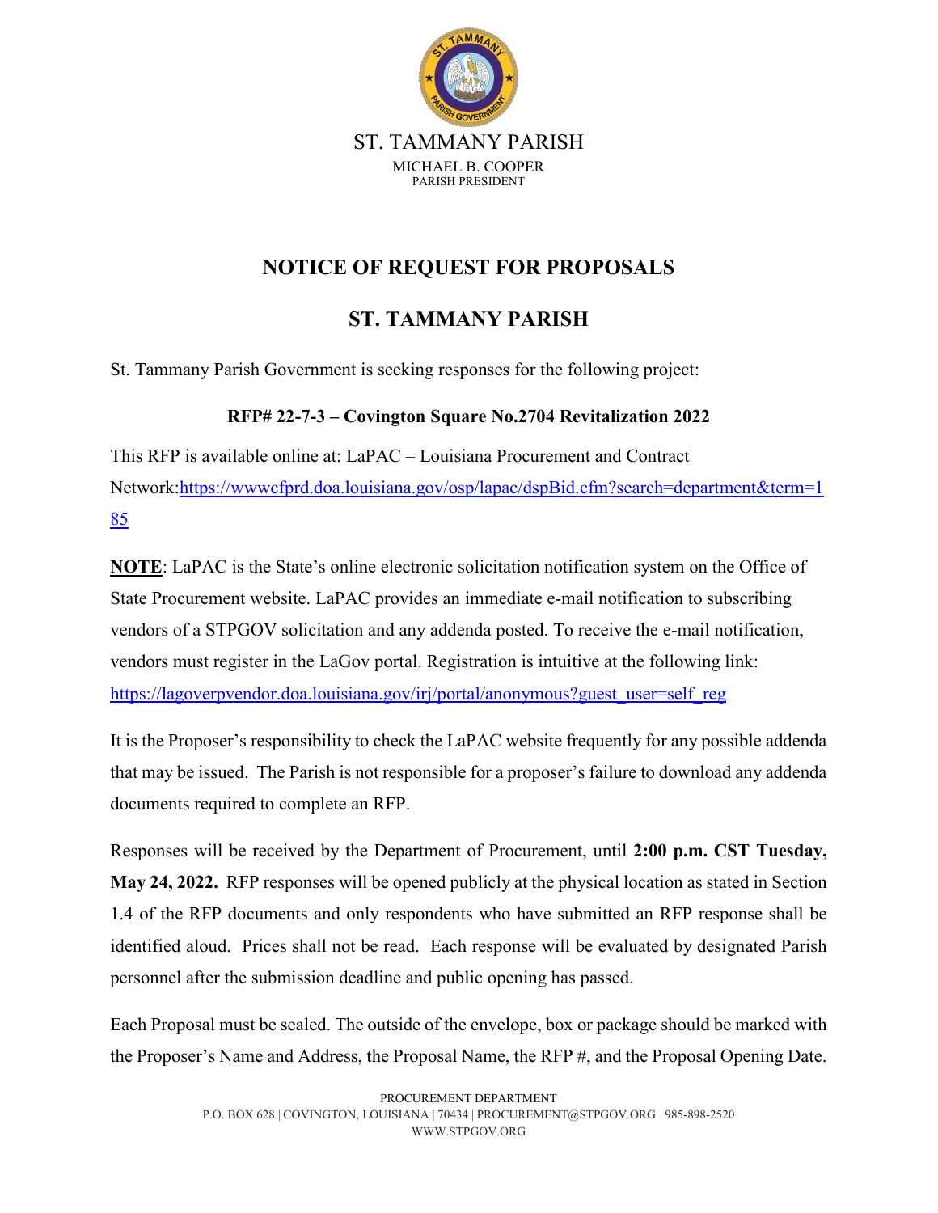ST. TAMMANY PARISH

MICHAEL B. COOPER
PARISH PRESIDENT

# NOTICE OF REQUEST FOR PROPOSALS

## ST. TAMMANY PARISH

St. Tammany Parish Government is seeking responses for the following project:

**RFP# 22-7-3 – Covington Square No.2704 Revitalization 2022**

This RFP is available online at: LaPAC – Louisiana Procurement and Contract Network:[https://wwwcfprd.doa.louisiana.gov/osp/lapac/dspBid.cfm?search=department&term=185](https://wwwcfprd.doa.louisiana.gov/osp/lapac/dspBid.cfm?search=department&term=185)

**NOTE**: LaPAC is the State's online electronic solicitation notification system on the Office of State Procurement website. LaPAC provides an immediate e-mail notification to subscribing vendors of a STPGOV solicitation and any addenda posted. To receive the e-mail notification, vendors must register in the LaGov portal. Registration is intuitive at the following link: [https://lagoverpvendor.doa.louisiana.gov/irj/portal/anonymous?guest_user=self_reg](https://lagoverpvendor.doa.louisiana.gov/irj/portal/anonymous?guest_user=self_reg)

It is the Proposer's responsibility to check the LaPAC website frequently for any possible addenda that may be issued. The Parish is not responsible for a proposer's failure to download any addenda documents required to complete an RFP.

Responses will be received by the Department of Procurement, until **2:00 p.m. CST Tuesday, May 24, 2022.** RFP responses will be opened publicly at the physical location as stated in Section 1.4 of the RFP documents and only respondents who have submitted an RFP response shall be identified aloud. Prices shall not be read. Each response will be evaluated by designated Parish personnel after the submission deadline and public opening has passed.

Each Proposal must be sealed. The outside of the envelope, box or package should be marked with the Proposer's Name and Address, the Proposal Name, the RFP #, and the Proposal Opening Date.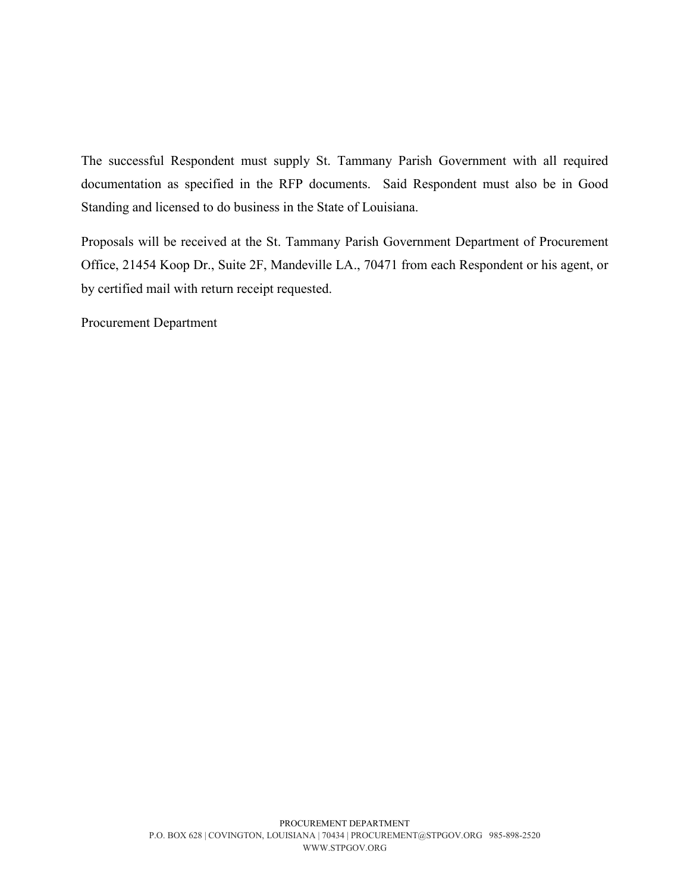The successful Respondent must supply St. Tammany Parish Government with all required documentation as specified in the RFP documents. Said Respondent must also be in Good Standing and licensed to do business in the State of Louisiana.

Proposals will be received at the St. Tammany Parish Government Department of Procurement Office, 21454 Koop Dr., Suite 2F, Mandeville LA., 70471 from each Respondent or his agent, or by certified mail with return receipt requested.

Procurement Department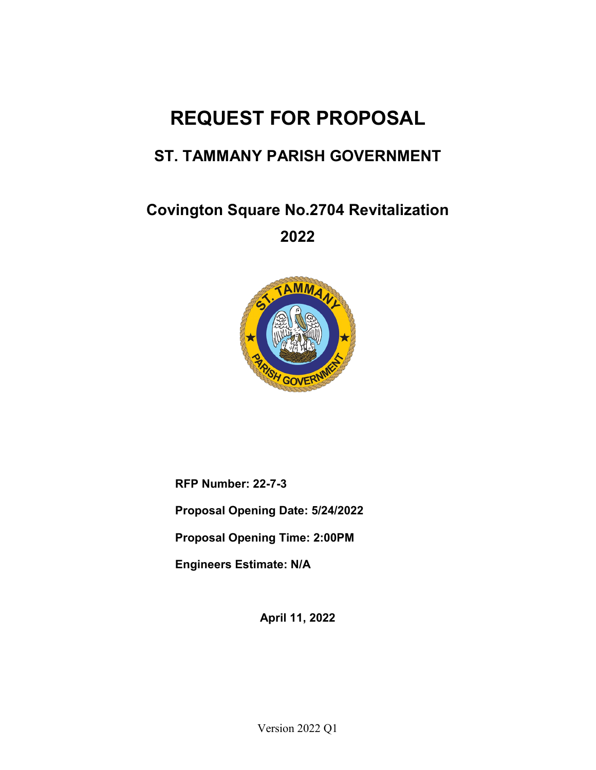# REQUEST FOR PROPOSAL

## ST. TAMMANY PARISH GOVERNMENT

### Covington Square No.2704 Revitalization

### 2022

**RFP Number: 22-7-3**

**Proposal Opening Date: 5/24/2022**

**Proposal Opening Time: 2:00PM**

**Engineers Estimate: N/A**

**April 11, 2022**

Version 2022 Q1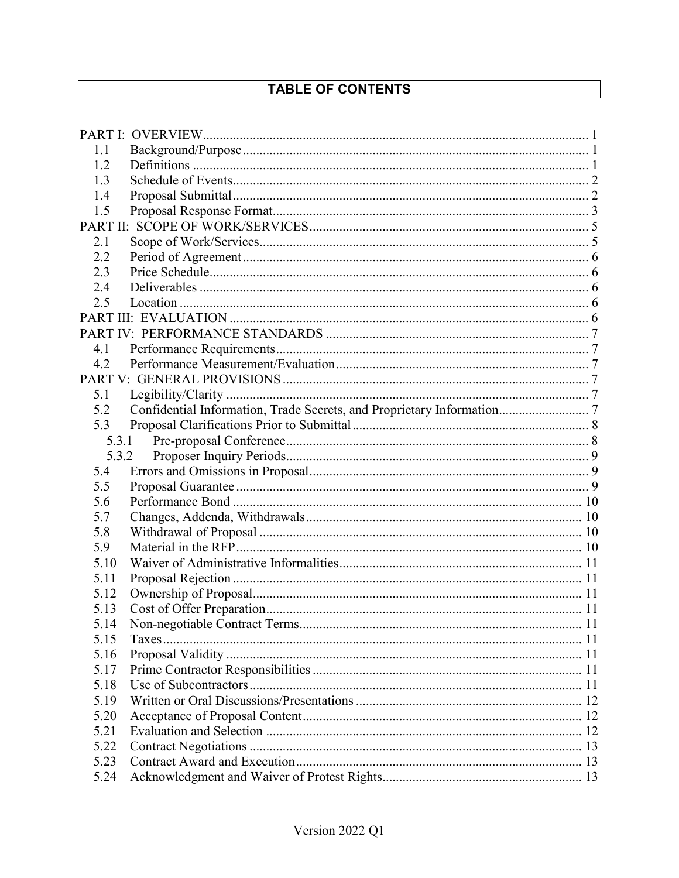# TABLE OF CONTENTS

PART I: OVERVIEW ........ 1
- 1.1 Background/Purpose ........ 1
- 1.2 Definitions ........ 1
- 1.3 Schedule of Events ........ 2
- 1.4 Proposal Submittal ........ 2
- 1.5 Proposal Response Format ........ 3

PART II: SCOPE OF WORK/SERVICES ........ 5
- 2.1 Scope of Work/Services ........ 5
- 2.2 Period of Agreement ........ 6
- 2.3 Price Schedule ........ 6
- 2.4 Deliverables ........ 6
- 2.5 Location ........ 6

PART III: EVALUATION ........ 6

PART IV: PERFORMANCE STANDARDS ........ 7
- 4.1 Performance Requirements ........ 7
- 4.2 Performance Measurement/Evaluation ........ 7

PART V: GENERAL PROVISIONS ........ 7
- 5.1 Legibility/Clarity ........ 7
- 5.2 Confidential Information, Trade Secrets, and Proprietary Information ........ 7
- 5.3 Proposal Clarifications Prior to Submittal ........ 8
  - 5.3.1 Pre-proposal Conference ........ 8
  - 5.3.2 Proposer Inquiry Periods ........ 9
- 5.4 Errors and Omissions in Proposal ........ 9
- 5.5 Proposal Guarantee ........ 9
- 5.6 Performance Bond ........ 10
- 5.7 Changes, Addenda, Withdrawals ........ 10
- 5.8 Withdrawal of Proposal ........ 10
- 5.9 Material in the RFP ........ 10
- 5.10 Waiver of Administrative Informalities ........ 11
- 5.11 Proposal Rejection ........ 11
- 5.12 Ownership of Proposal ........ 11
- 5.13 Cost of Offer Preparation ........ 11
- 5.14 Non-negotiable Contract Terms ........ 11
- 5.15 Taxes ........ 11
- 5.16 Proposal Validity ........ 11
- 5.17 Prime Contractor Responsibilities ........ 11
- 5.18 Use of Subcontractors ........ 11
- 5.19 Written or Oral Discussions/Presentations ........ 12
- 5.20 Acceptance of Proposal Content ........ 12
- 5.21 Evaluation and Selection ........ 12
- 5.22 Contract Negotiations ........ 13
- 5.23 Contract Award and Execution ........ 13
- 5.24 Acknowledgment and Waiver of Protest Rights ........ 13

Version 2022 Q1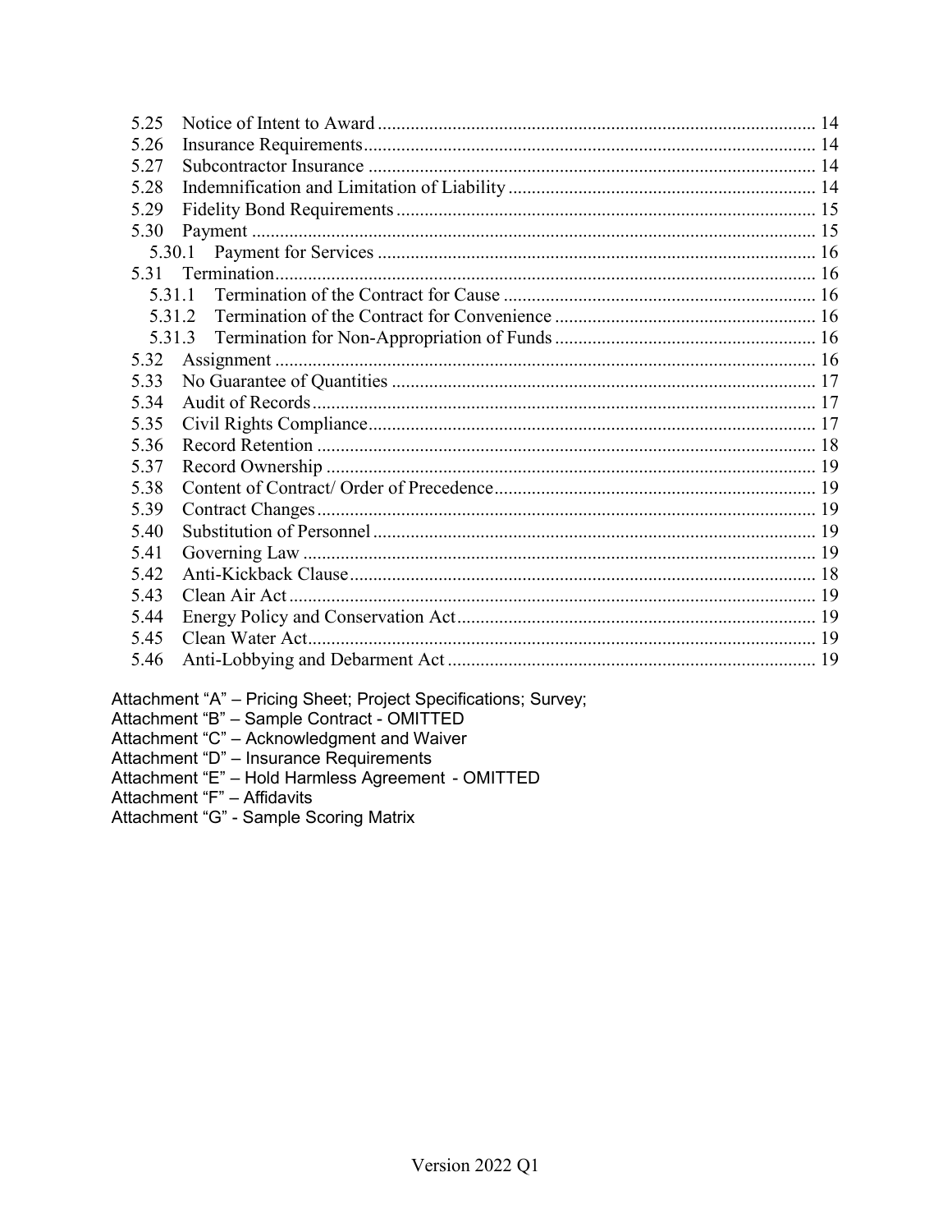5.25 Notice of Intent to Award ............ 14
5.26 Insurance Requirements ............ 14
5.27 Subcontractor Insurance ............ 14
5.28 Indemnification and Limitation of Liability ............ 14
5.29 Fidelity Bond Requirements ............ 15
5.30 Payment ............ 15
  5.30.1 Payment for Services ............ 16
5.31 Termination ............ 16
  5.31.1 Termination of the Contract for Cause ............ 16
  5.31.2 Termination of the Contract for Convenience ............ 16
  5.31.3 Termination for Non-Appropriation of Funds ............ 16
5.32 Assignment ............ 16
5.33 No Guarantee of Quantities ............ 17
5.34 Audit of Records ............ 17
5.35 Civil Rights Compliance ............ 17
5.36 Record Retention ............ 18
5.37 Record Ownership ............ 19
5.38 Content of Contract/ Order of Precedence ............ 19
5.39 Contract Changes ............ 19
5.40 Substitution of Personnel ............ 19
5.41 Governing Law ............ 19
5.42 Anti-Kickback Clause ............ 18
5.43 Clean Air Act ............ 19
5.44 Energy Policy and Conservation Act ............ 19
5.45 Clean Water Act ............ 19
5.46 Anti-Lobbying and Debarment Act ............ 19

Attachment "A" – Pricing Sheet; Project Specifications; Survey;
Attachment "B" – Sample Contract - OMITTED
Attachment "C" – Acknowledgment and Waiver
Attachment "D" – Insurance Requirements
Attachment "E" – Hold Harmless Agreement - OMITTED
Attachment "F" – Affidavits
Attachment "G" - Sample Scoring Matrix

Version 2022 Q1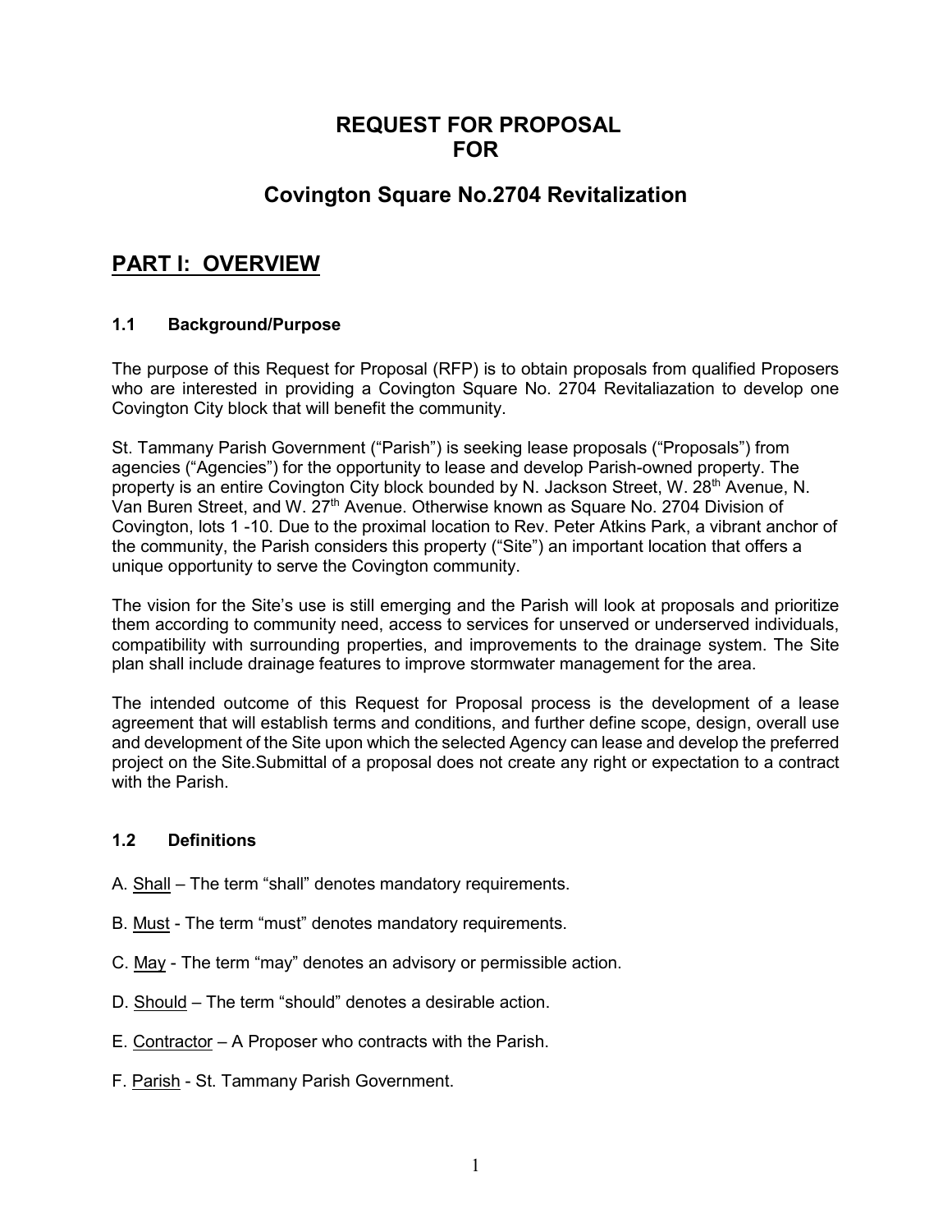# REQUEST FOR PROPOSAL FOR

# Covington Square No.2704 Revitalization

## PART I: OVERVIEW

### 1.1 Background/Purpose

The purpose of this Request for Proposal (RFP) is to obtain proposals from qualified Proposers who are interested in providing a Covington Square No. 2704 Revitaliazation to develop one Covington City block that will benefit the community.

St. Tammany Parish Government ("Parish") is seeking lease proposals ("Proposals") from agencies ("Agencies") for the opportunity to lease and develop Parish-owned property. The property is an entire Covington City block bounded by N. Jackson Street, W. 28th Avenue, N. Van Buren Street, and W. 27th Avenue. Otherwise known as Square No. 2704 Division of Covington, lots 1 -10. Due to the proximal location to Rev. Peter Atkins Park, a vibrant anchor of the community, the Parish considers this property ("Site") an important location that offers a unique opportunity to serve the Covington community.

The vision for the Site's use is still emerging and the Parish will look at proposals and prioritize them according to community need, access to services for unserved or underserved individuals, compatibility with surrounding properties, and improvements to the drainage system. The Site plan shall include drainage features to improve stormwater management for the area.

The intended outcome of this Request for Proposal process is the development of a lease agreement that will establish terms and conditions, and further define scope, design, overall use and development of the Site upon which the selected Agency can lease and develop the preferred project on the Site.Submittal of a proposal does not create any right or expectation to a contract with the Parish.

### 1.2 Definitions

A. Shall – The term "shall" denotes mandatory requirements.

B. Must - The term "must" denotes mandatory requirements.

C. May - The term "may" denotes an advisory or permissible action.

D. Should – The term "should" denotes a desirable action.

E. Contractor – A Proposer who contracts with the Parish.

F. Parish - St. Tammany Parish Government.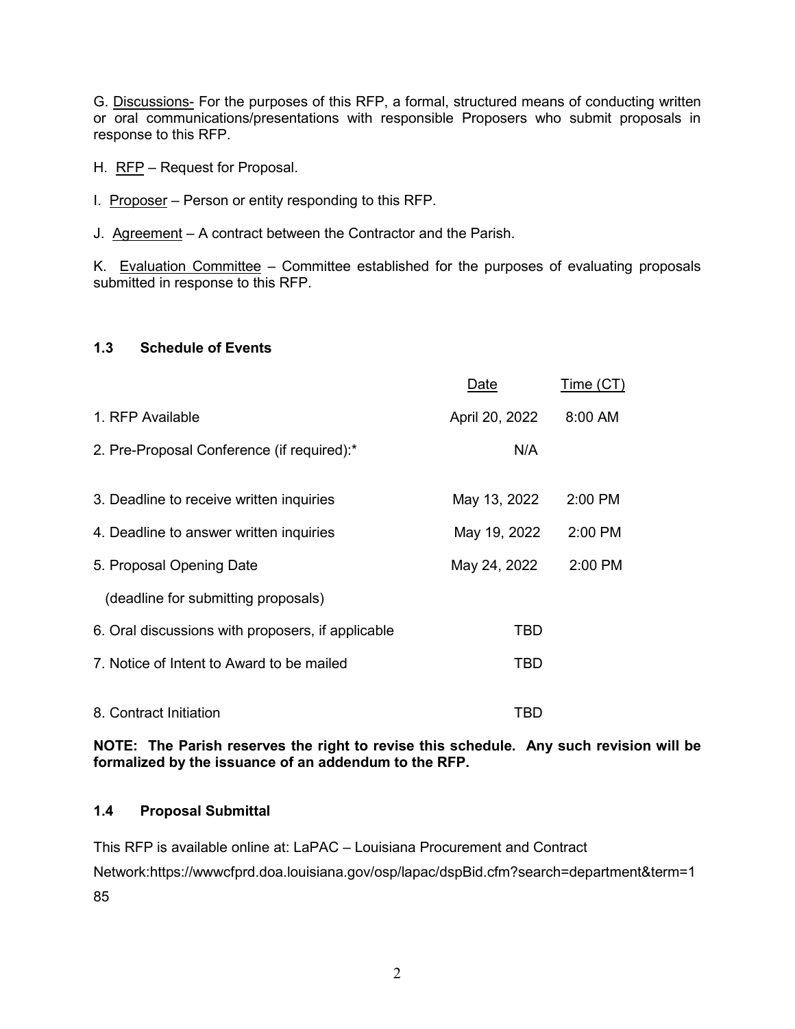G. Discussions- For the purposes of this RFP, a formal, structured means of conducting written or oral communications/presentations with responsible Proposers who submit proposals in response to this RFP.

H. RFP – Request for Proposal.

I. Proposer – Person or entity responding to this RFP.

J. Agreement – A contract between the Contractor and the Parish.

K. Evaluation Committee – Committee established for the purposes of evaluating proposals submitted in response to this RFP.

### 1.3 Schedule of Events

| | Date | Time (CT) |
|---|---|---|
| 1. RFP Available | April 20, 2022 | 8:00 AM |
| 2. Pre-Proposal Conference (if required):* | N/A | |
| 3. Deadline to receive written inquiries | May 13, 2022 | 2:00 PM |
| 4. Deadline to answer written inquiries | May 19, 2022 | 2:00 PM |
| 5. Proposal Opening Date (deadline for submitting proposals) | May 24, 2022 | 2:00 PM |
| 6. Oral discussions with proposers, if applicable | TBD | |
| 7. Notice of Intent to Award to be mailed | TBD | |
| 8. Contract Initiation | TBD | |

**NOTE: The Parish reserves the right to revise this schedule. Any such revision will be formalized by the issuance of an addendum to the RFP.**

### 1.4 Proposal Submittal

This RFP is available online at: LaPAC – Louisiana Procurement and Contract Network:https://wwwcfprd.doa.louisiana.gov/osp/lapac/dspBid.cfm?search=department&term=185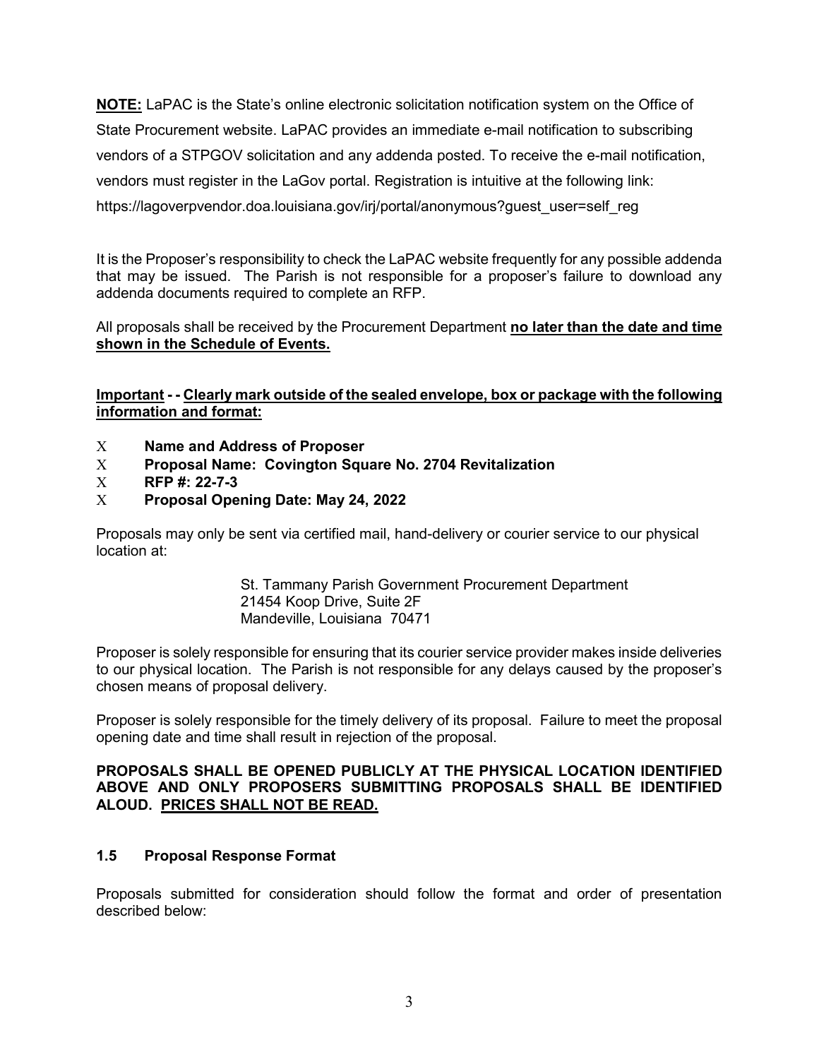**NOTE:** LaPAC is the State's online electronic solicitation notification system on the Office of State Procurement website. LaPAC provides an immediate e-mail notification to subscribing vendors of a STPGOV solicitation and any addenda posted. To receive the e-mail notification, vendors must register in the LaGov portal. Registration is intuitive at the following link: https://lagoverpvendor.doa.louisiana.gov/irj/portal/anonymous?guest_user=self_reg

It is the Proposer's responsibility to check the LaPAC website frequently for any possible addenda that may be issued. The Parish is not responsible for a proposer's failure to download any addenda documents required to complete an RFP.

All proposals shall be received by the Procurement Department **no later than the date and time shown in the Schedule of Events.**

**Important - - Clearly mark outside of the sealed envelope, box or package with the following information and format:**

- **Name and Address of Proposer**
- **Proposal Name: Covington Square No. 2704 Revitalization**
- **RFP #: 22-7-3**
- **Proposal Opening Date: May 24, 2022**

Proposals may only be sent via certified mail, hand-delivery or courier service to our physical location at:

St. Tammany Parish Government Procurement Department
21454 Koop Drive, Suite 2F
Mandeville, Louisiana 70471

Proposer is solely responsible for ensuring that its courier service provider makes inside deliveries to our physical location. The Parish is not responsible for any delays caused by the proposer's chosen means of proposal delivery.

Proposer is solely responsible for the timely delivery of its proposal. Failure to meet the proposal opening date and time shall result in rejection of the proposal.

**PROPOSALS SHALL BE OPENED PUBLICLY AT THE PHYSICAL LOCATION IDENTIFIED ABOVE AND ONLY PROPOSERS SUBMITTING PROPOSALS SHALL BE IDENTIFIED ALOUD. PRICES SHALL NOT BE READ.**

### 1.5 Proposal Response Format

Proposals submitted for consideration should follow the format and order of presentation described below: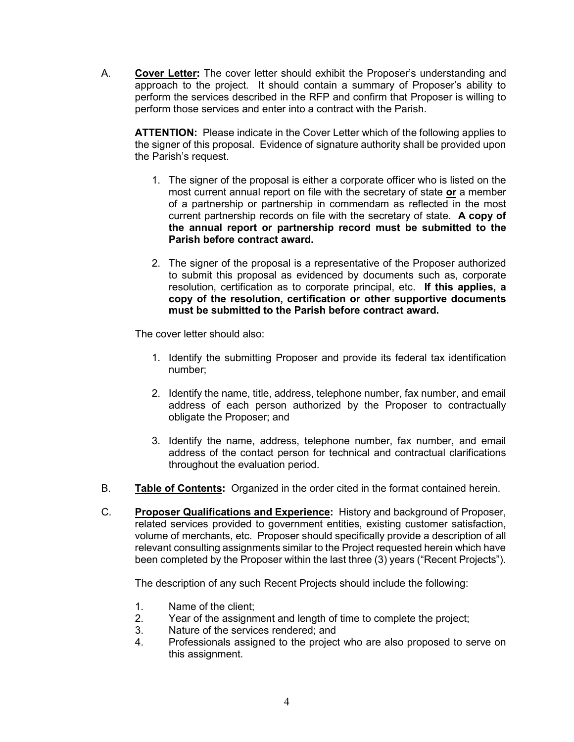A. **<u>Cover Letter</u>:** The cover letter should exhibit the Proposer's understanding and approach to the project. It should contain a summary of Proposer's ability to perform the services described in the RFP and confirm that Proposer is willing to perform those services and enter into a contract with the Parish.

   **ATTENTION:** Please indicate in the Cover Letter which of the following applies to the signer of this proposal. Evidence of signature authority shall be provided upon the Parish's request.

   1. The signer of the proposal is either a corporate officer who is listed on the most current annual report on file with the secretary of state **<u>or</u>** a member of a partnership or partnership in commendam as reflected in the most current partnership records on file with the secretary of state. **A copy of the annual report or partnership record must be submitted to the Parish before contract award.**

   2. The signer of the proposal is a representative of the Proposer authorized to submit this proposal as evidenced by documents such as, corporate resolution, certification as to corporate principal, etc. **If this applies, a copy of the resolution, certification or other supportive documents must be submitted to the Parish before contract award.**

   The cover letter should also:

   1. Identify the submitting Proposer and provide its federal tax identification number;

   2. Identify the name, title, address, telephone number, fax number, and email address of each person authorized by the Proposer to contractually obligate the Proposer; and

   3. Identify the name, address, telephone number, fax number, and email address of the contact person for technical and contractual clarifications throughout the evaluation period.

B. **<u>Table of Contents</u>:** Organized in the order cited in the format contained herein.

C. **<u>Proposer Qualifications and Experience</u>:** History and background of Proposer, related services provided to government entities, existing customer satisfaction, volume of merchants, etc. Proposer should specifically provide a description of all relevant consulting assignments similar to the Project requested herein which have been completed by the Proposer within the last three (3) years ("Recent Projects").

   The description of any such Recent Projects should include the following:

   1. Name of the client;
   2. Year of the assignment and length of time to complete the project;
   3. Nature of the services rendered; and
   4. Professionals assigned to the project who are also proposed to serve on this assignment.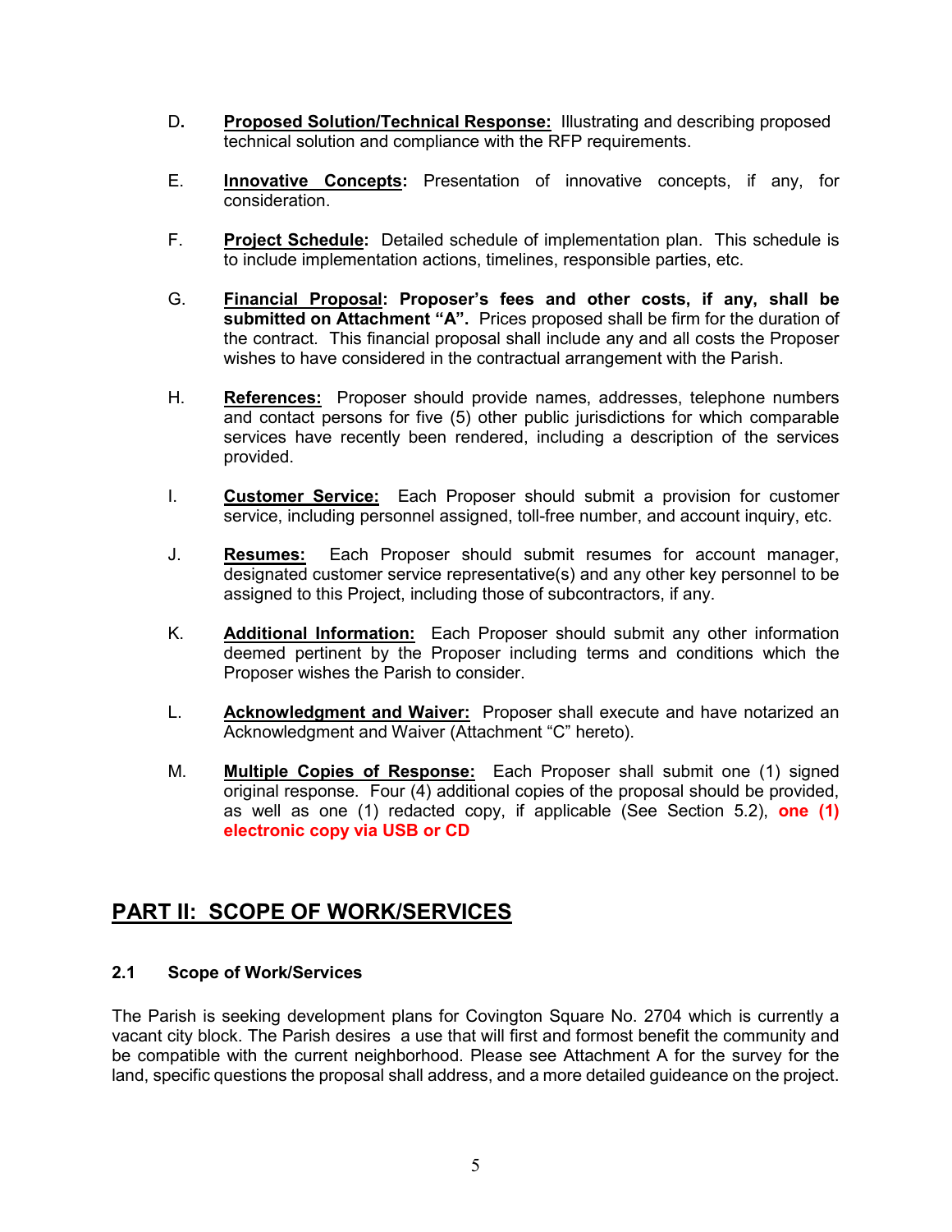D. **<u>Proposed Solution/Technical Response:</u>** Illustrating and describing proposed technical solution and compliance with the RFP requirements.

E. **<u>Innovative Concepts</u>:** Presentation of innovative concepts, if any, for consideration.

F. **<u>Project Schedule</u>:** Detailed schedule of implementation plan. This schedule is to include implementation actions, timelines, responsible parties, etc.

G. **<u>Financial Proposal</u>: Proposer's fees and other costs, if any, shall be submitted on Attachment "A".** Prices proposed shall be firm for the duration of the contract. This financial proposal shall include any and all costs the Proposer wishes to have considered in the contractual arrangement with the Parish.

H. **<u>References:</u>** Proposer should provide names, addresses, telephone numbers and contact persons for five (5) other public jurisdictions for which comparable services have recently been rendered, including a description of the services provided.

I. **<u>Customer Service:</u>** Each Proposer should submit a provision for customer service, including personnel assigned, toll-free number, and account inquiry, etc.

J. **<u>Resumes:</u>** Each Proposer should submit resumes for account manager, designated customer service representative(s) and any other key personnel to be assigned to this Project, including those of subcontractors, if any.

K. **<u>Additional Information:</u>** Each Proposer should submit any other information deemed pertinent by the Proposer including terms and conditions which the Proposer wishes the Parish to consider.

L. **<u>Acknowledgment and Waiver:</u>** Proposer shall execute and have notarized an Acknowledgment and Waiver (Attachment "C" hereto).

M. **<u>Multiple Copies of Response:</u>** Each Proposer shall submit one (1) signed original response. Four (4) additional copies of the proposal should be provided, as well as one (1) redacted copy, if applicable (See Section 5.2), **one (1) electronic copy via USB or CD**

## PART II: SCOPE OF WORK/SERVICES

### 2.1 Scope of Work/Services

The Parish is seeking development plans for Covington Square No. 2704 which is currently a vacant city block. The Parish desires a use that will first and formost benefit the community and be compatible with the current neighborhood. Please see Attachment A for the survey for the land, specific questions the proposal shall address, and a more detailed guideance on the project.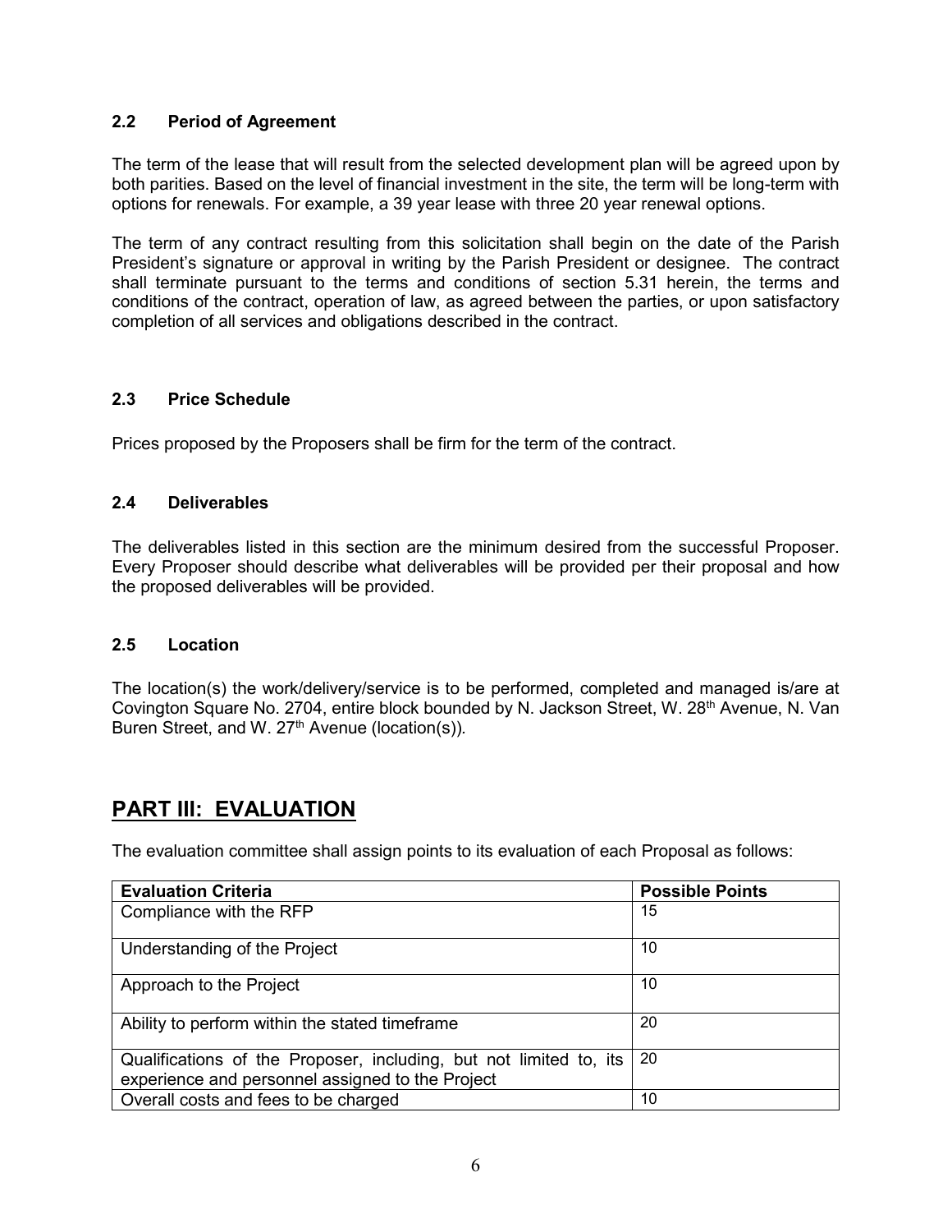### 2.2 Period of Agreement

The term of the lease that will result from the selected development plan will be agreed upon by both parities. Based on the level of financial investment in the site, the term will be long-term with options for renewals. For example, a 39 year lease with three 20 year renewal options.

The term of any contract resulting from this solicitation shall begin on the date of the Parish President's signature or approval in writing by the Parish President or designee. The contract shall terminate pursuant to the terms and conditions of section 5.31 herein, the terms and conditions of the contract, operation of law, as agreed between the parties, or upon satisfactory completion of all services and obligations described in the contract.

### 2.3 Price Schedule

Prices proposed by the Proposers shall be firm for the term of the contract.

### 2.4 Deliverables

The deliverables listed in this section are the minimum desired from the successful Proposer. Every Proposer should describe what deliverables will be provided per their proposal and how the proposed deliverables will be provided.

### 2.5 Location

The location(s) the work/delivery/service is to be performed, completed and managed is/are at Covington Square No. 2704, entire block bounded by N. Jackson Street, W. 28th Avenue, N. Van Buren Street, and W. 27th Avenue (location(s)).

## PART III: EVALUATION

The evaluation committee shall assign points to its evaluation of each Proposal as follows:

| Evaluation Criteria | Possible Points |
|---|---|
| Compliance with the RFP | 15 |
| Understanding of the Project | 10 |
| Approach to the Project | 10 |
| Ability to perform within the stated timeframe | 20 |
| Qualifications of the Proposer, including, but not limited to, its experience and personnel assigned to the Project | 20 |
| Overall costs and fees to be charged | 10 |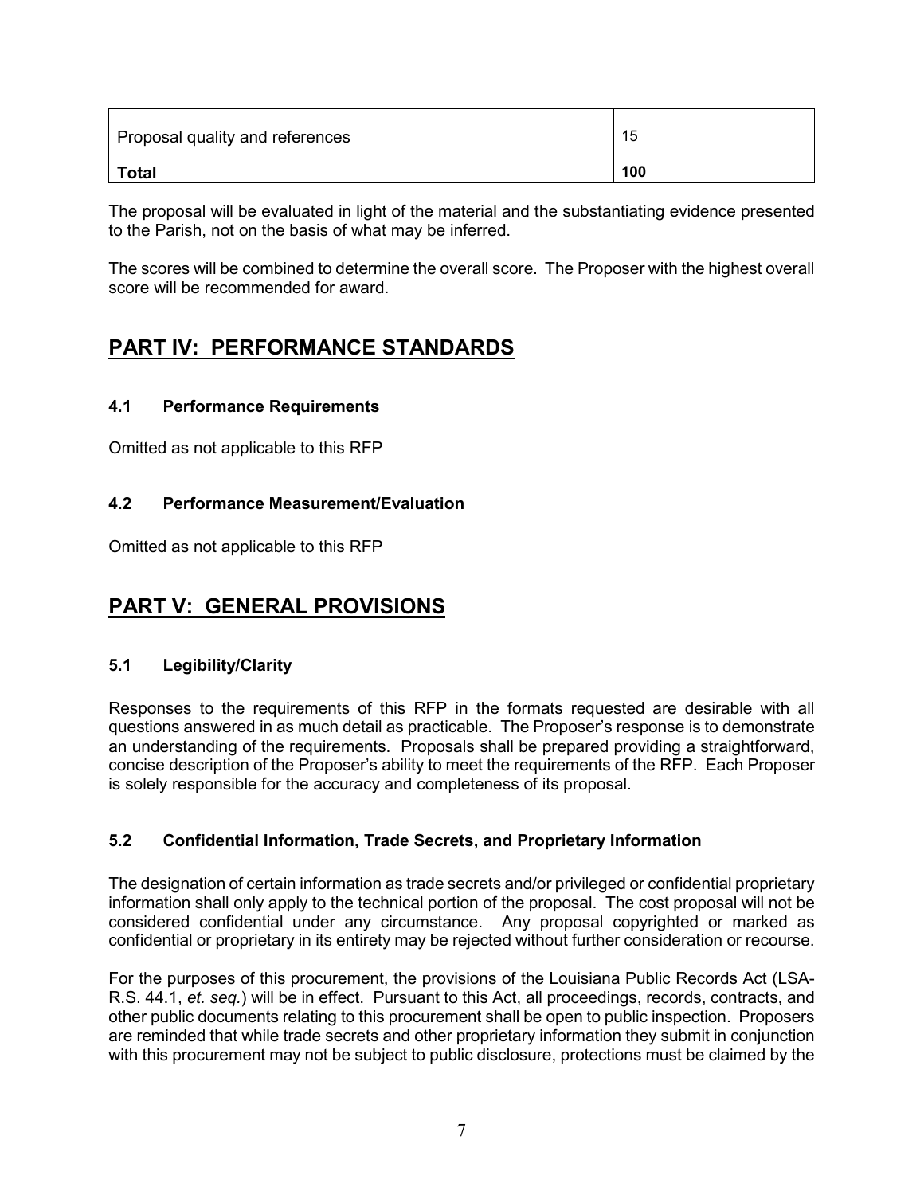| | |
|---|---|
| Proposal quality and references | 15 |
| **Total** | **100** |

The proposal will be evaluated in light of the material and the substantiating evidence presented to the Parish, not on the basis of what may be inferred.

The scores will be combined to determine the overall score. The Proposer with the highest overall score will be recommended for award.

## PART IV: PERFORMANCE STANDARDS

### 4.1 Performance Requirements

Omitted as not applicable to this RFP

### 4.2 Performance Measurement/Evaluation

Omitted as not applicable to this RFP

## PART V: GENERAL PROVISIONS

### 5.1 Legibility/Clarity

Responses to the requirements of this RFP in the formats requested are desirable with all questions answered in as much detail as practicable. The Proposer's response is to demonstrate an understanding of the requirements. Proposals shall be prepared providing a straightforward, concise description of the Proposer's ability to meet the requirements of the RFP. Each Proposer is solely responsible for the accuracy and completeness of its proposal.

### 5.2 Confidential Information, Trade Secrets, and Proprietary Information

The designation of certain information as trade secrets and/or privileged or confidential proprietary information shall only apply to the technical portion of the proposal. The cost proposal will not be considered confidential under any circumstance. Any proposal copyrighted or marked as confidential or proprietary in its entirety may be rejected without further consideration or recourse.

For the purposes of this procurement, the provisions of the Louisiana Public Records Act (LSA-R.S. 44.1, *et. seq.*) will be in effect. Pursuant to this Act, all proceedings, records, contracts, and other public documents relating to this procurement shall be open to public inspection. Proposers are reminded that while trade secrets and other proprietary information they submit in conjunction with this procurement may not be subject to public disclosure, protections must be claimed by the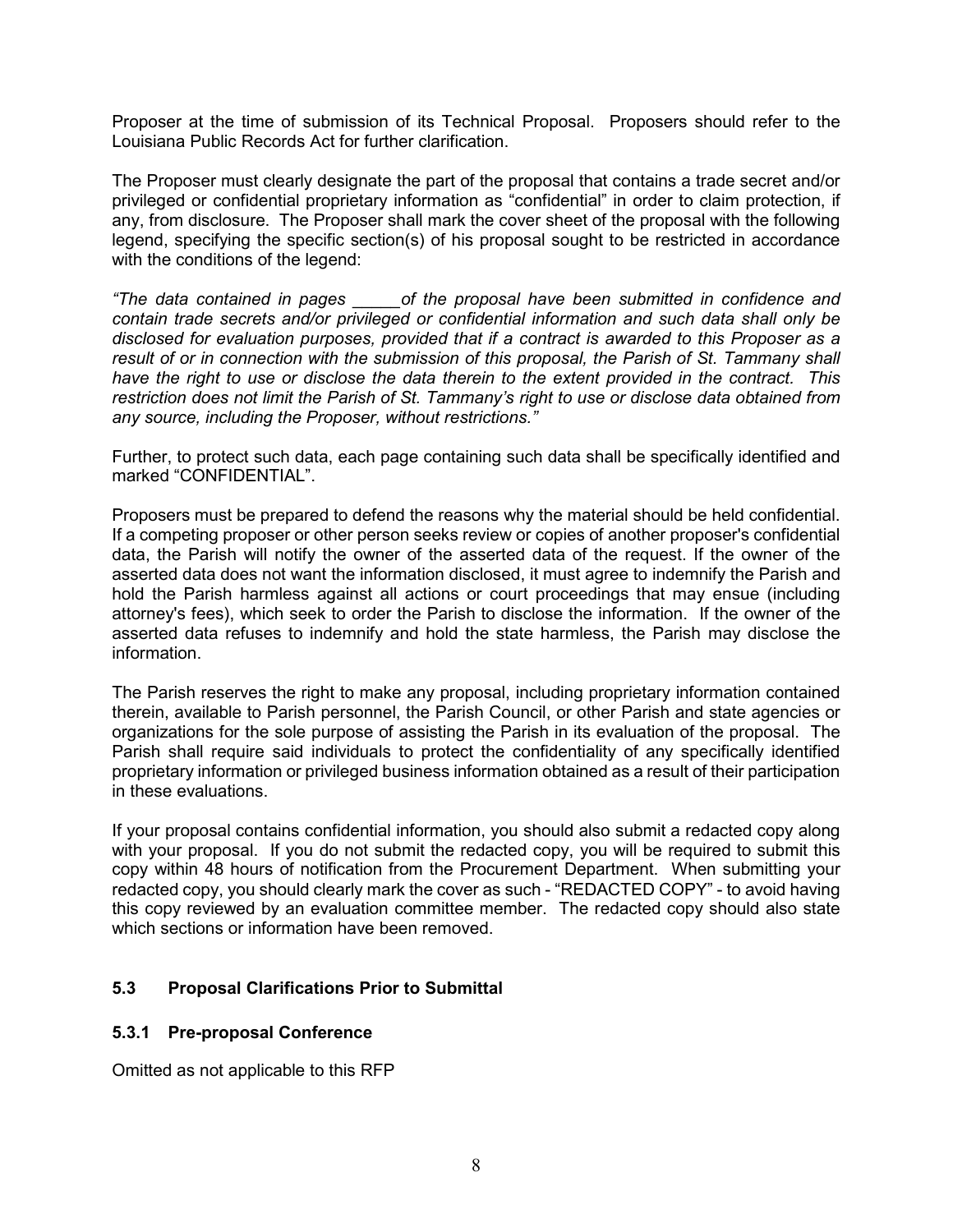Proposer at the time of submission of its Technical Proposal. Proposers should refer to the Louisiana Public Records Act for further clarification.

The Proposer must clearly designate the part of the proposal that contains a trade secret and/or privileged or confidential proprietary information as "confidential" in order to claim protection, if any, from disclosure. The Proposer shall mark the cover sheet of the proposal with the following legend, specifying the specific section(s) of his proposal sought to be restricted in accordance with the conditions of the legend:

*"The data contained in pages _____of the proposal have been submitted in confidence and contain trade secrets and/or privileged or confidential information and such data shall only be disclosed for evaluation purposes, provided that if a contract is awarded to this Proposer as a result of or in connection with the submission of this proposal, the Parish of St. Tammany shall have the right to use or disclose the data therein to the extent provided in the contract. This restriction does not limit the Parish of St. Tammany's right to use or disclose data obtained from any source, including the Proposer, without restrictions."*

Further, to protect such data, each page containing such data shall be specifically identified and marked "CONFIDENTIAL".

Proposers must be prepared to defend the reasons why the material should be held confidential. If a competing proposer or other person seeks review or copies of another proposer's confidential data, the Parish will notify the owner of the asserted data of the request. If the owner of the asserted data does not want the information disclosed, it must agree to indemnify the Parish and hold the Parish harmless against all actions or court proceedings that may ensue (including attorney's fees), which seek to order the Parish to disclose the information. If the owner of the asserted data refuses to indemnify and hold the state harmless, the Parish may disclose the information.

The Parish reserves the right to make any proposal, including proprietary information contained therein, available to Parish personnel, the Parish Council, or other Parish and state agencies or organizations for the sole purpose of assisting the Parish in its evaluation of the proposal. The Parish shall require said individuals to protect the confidentiality of any specifically identified proprietary information or privileged business information obtained as a result of their participation in these evaluations.

If your proposal contains confidential information, you should also submit a redacted copy along with your proposal. If you do not submit the redacted copy, you will be required to submit this copy within 48 hours of notification from the Procurement Department. When submitting your redacted copy, you should clearly mark the cover as such - "REDACTED COPY" - to avoid having this copy reviewed by an evaluation committee member. The redacted copy should also state which sections or information have been removed.

### 5.3 Proposal Clarifications Prior to Submittal

#### 5.3.1 Pre-proposal Conference

Omitted as not applicable to this RFP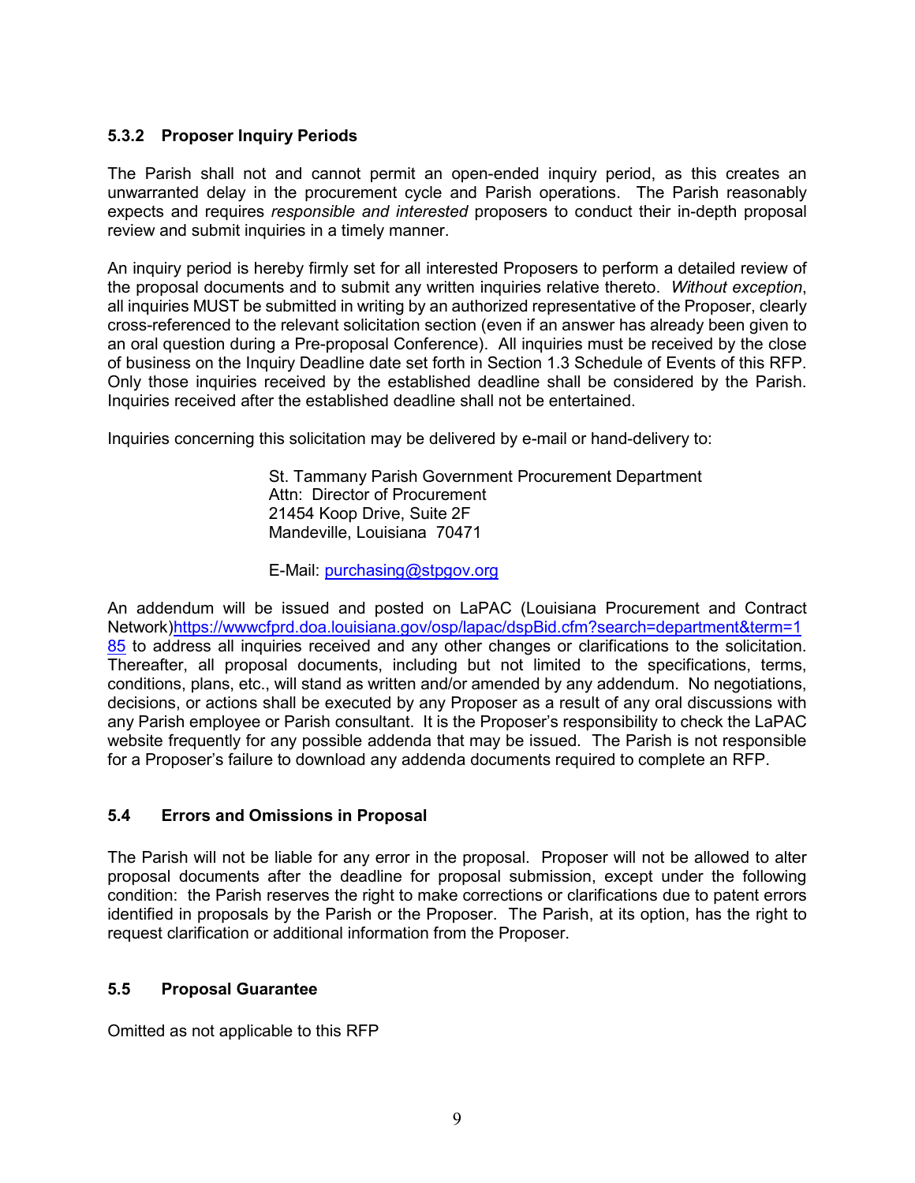### 5.3.2 Proposer Inquiry Periods

The Parish shall not and cannot permit an open-ended inquiry period, as this creates an unwarranted delay in the procurement cycle and Parish operations. The Parish reasonably expects and requires *responsible and interested* proposers to conduct their in-depth proposal review and submit inquiries in a timely manner.

An inquiry period is hereby firmly set for all interested Proposers to perform a detailed review of the proposal documents and to submit any written inquiries relative thereto. *Without exception*, all inquiries MUST be submitted in writing by an authorized representative of the Proposer, clearly cross-referenced to the relevant solicitation section (even if an answer has already been given to an oral question during a Pre-proposal Conference). All inquiries must be received by the close of business on the Inquiry Deadline date set forth in Section 1.3 Schedule of Events of this RFP. Only those inquiries received by the established deadline shall be considered by the Parish. Inquiries received after the established deadline shall not be entertained.

Inquiries concerning this solicitation may be delivered by e-mail or hand-delivery to:

St. Tammany Parish Government Procurement Department
Attn: Director of Procurement
21454 Koop Drive, Suite 2F
Mandeville, Louisiana 70471

E-Mail: [purchasing@stpgov.org](mailto:purchasing@stpgov.org)

An addendum will be issued and posted on LaPAC (Louisiana Procurement and Contract Network)[https://wwwcfprd.doa.louisiana.gov/osp/lapac/dspBid.cfm?search=department&term=185](https://wwwcfprd.doa.louisiana.gov/osp/lapac/dspBid.cfm?search=department&term=185) to address all inquiries received and any other changes or clarifications to the solicitation. Thereafter, all proposal documents, including but not limited to the specifications, terms, conditions, plans, etc., will stand as written and/or amended by any addendum. No negotiations, decisions, or actions shall be executed by any Proposer as a result of any oral discussions with any Parish employee or Parish consultant. It is the Proposer's responsibility to check the LaPAC website frequently for any possible addenda that may be issued. The Parish is not responsible for a Proposer's failure to download any addenda documents required to complete an RFP.

## 5.4 Errors and Omissions in Proposal

The Parish will not be liable for any error in the proposal. Proposer will not be allowed to alter proposal documents after the deadline for proposal submission, except under the following condition: the Parish reserves the right to make corrections or clarifications due to patent errors identified in proposals by the Parish or the Proposer. The Parish, at its option, has the right to request clarification or additional information from the Proposer.

## 5.5 Proposal Guarantee

Omitted as not applicable to this RFP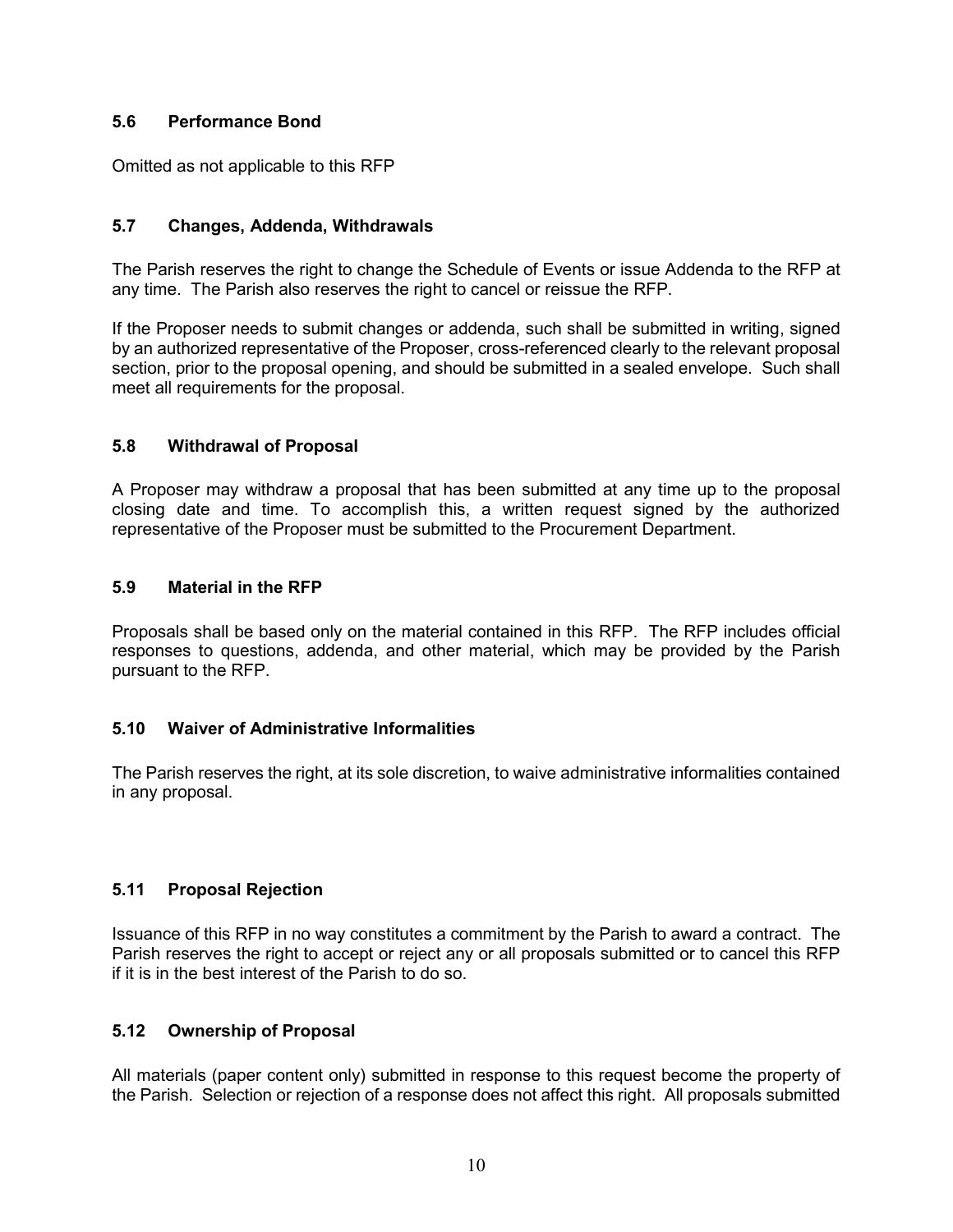### 5.6 Performance Bond

Omitted as not applicable to this RFP

### 5.7 Changes, Addenda, Withdrawals

The Parish reserves the right to change the Schedule of Events or issue Addenda to the RFP at any time. The Parish also reserves the right to cancel or reissue the RFP.

If the Proposer needs to submit changes or addenda, such shall be submitted in writing, signed by an authorized representative of the Proposer, cross-referenced clearly to the relevant proposal section, prior to the proposal opening, and should be submitted in a sealed envelope. Such shall meet all requirements for the proposal.

### 5.8 Withdrawal of Proposal

A Proposer may withdraw a proposal that has been submitted at any time up to the proposal closing date and time. To accomplish this, a written request signed by the authorized representative of the Proposer must be submitted to the Procurement Department.

### 5.9 Material in the RFP

Proposals shall be based only on the material contained in this RFP. The RFP includes official responses to questions, addenda, and other material, which may be provided by the Parish pursuant to the RFP.

### 5.10 Waiver of Administrative Informalities

The Parish reserves the right, at its sole discretion, to waive administrative informalities contained in any proposal.

### 5.11 Proposal Rejection

Issuance of this RFP in no way constitutes a commitment by the Parish to award a contract. The Parish reserves the right to accept or reject any or all proposals submitted or to cancel this RFP if it is in the best interest of the Parish to do so.

### 5.12 Ownership of Proposal

All materials (paper content only) submitted in response to this request become the property of the Parish. Selection or rejection of a response does not affect this right. All proposals submitted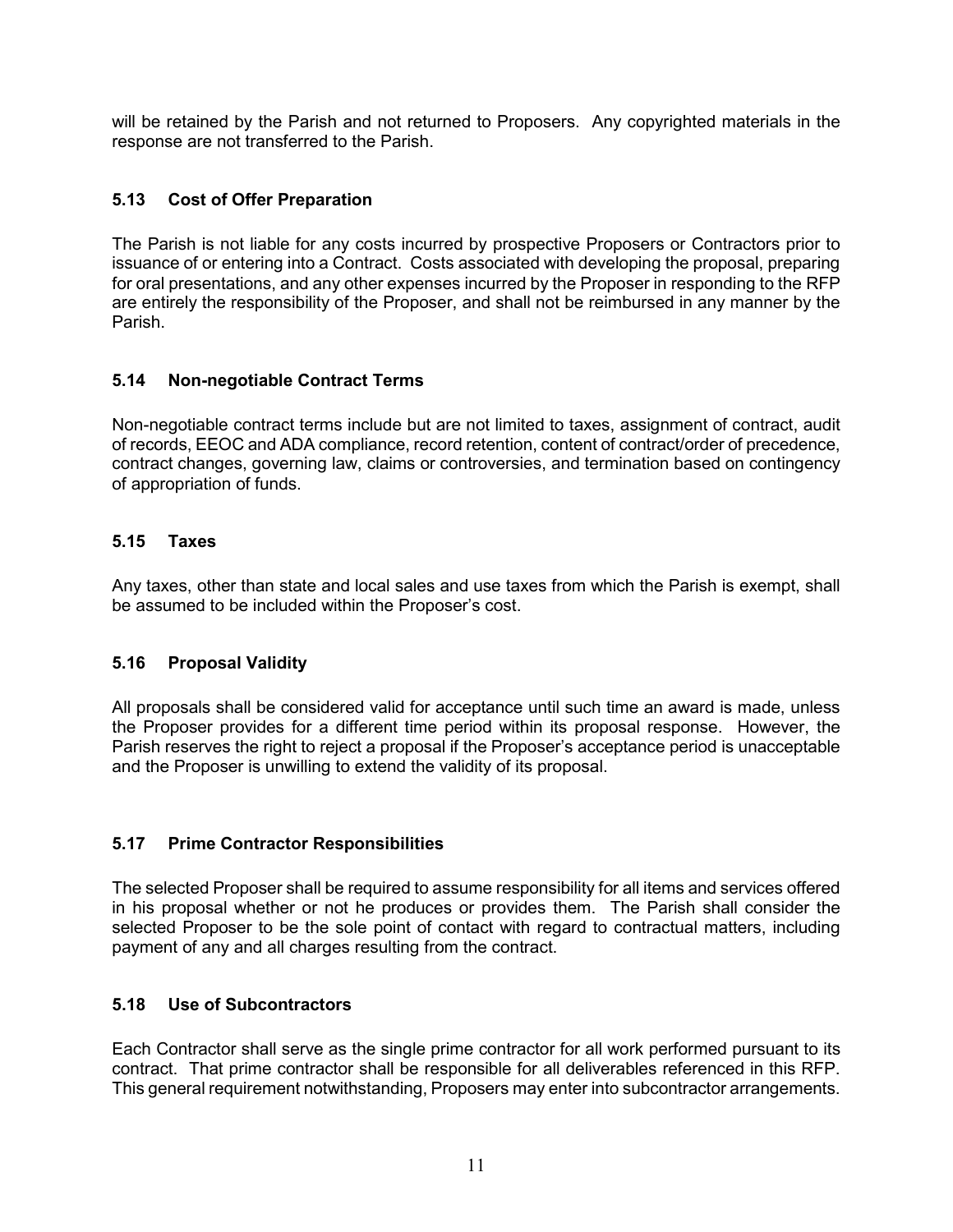will be retained by the Parish and not returned to Proposers. Any copyrighted materials in the response are not transferred to the Parish.

### 5.13 Cost of Offer Preparation

The Parish is not liable for any costs incurred by prospective Proposers or Contractors prior to issuance of or entering into a Contract. Costs associated with developing the proposal, preparing for oral presentations, and any other expenses incurred by the Proposer in responding to the RFP are entirely the responsibility of the Proposer, and shall not be reimbursed in any manner by the Parish.

### 5.14 Non-negotiable Contract Terms

Non-negotiable contract terms include but are not limited to taxes, assignment of contract, audit of records, EEOC and ADA compliance, record retention, content of contract/order of precedence, contract changes, governing law, claims or controversies, and termination based on contingency of appropriation of funds.

### 5.15 Taxes

Any taxes, other than state and local sales and use taxes from which the Parish is exempt, shall be assumed to be included within the Proposer's cost.

### 5.16 Proposal Validity

All proposals shall be considered valid for acceptance until such time an award is made, unless the Proposer provides for a different time period within its proposal response. However, the Parish reserves the right to reject a proposal if the Proposer's acceptance period is unacceptable and the Proposer is unwilling to extend the validity of its proposal.

### 5.17 Prime Contractor Responsibilities

The selected Proposer shall be required to assume responsibility for all items and services offered in his proposal whether or not he produces or provides them. The Parish shall consider the selected Proposer to be the sole point of contact with regard to contractual matters, including payment of any and all charges resulting from the contract.

### 5.18 Use of Subcontractors

Each Contractor shall serve as the single prime contractor for all work performed pursuant to its contract. That prime contractor shall be responsible for all deliverables referenced in this RFP. This general requirement notwithstanding, Proposers may enter into subcontractor arrangements.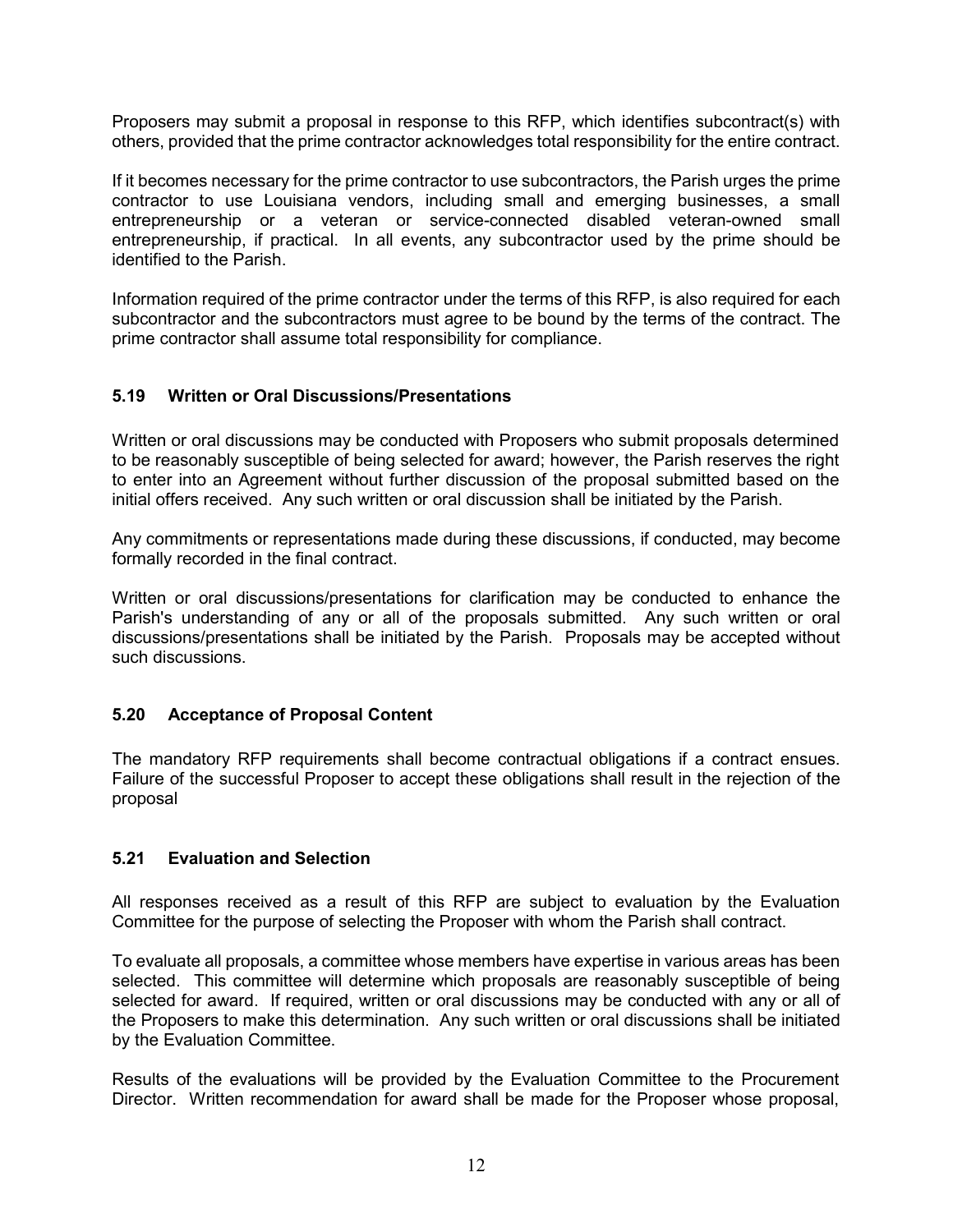Proposers may submit a proposal in response to this RFP, which identifies subcontract(s) with others, provided that the prime contractor acknowledges total responsibility for the entire contract.

If it becomes necessary for the prime contractor to use subcontractors, the Parish urges the prime contractor to use Louisiana vendors, including small and emerging businesses, a small entrepreneurship or a veteran or service-connected disabled veteran-owned small entrepreneurship, if practical. In all events, any subcontractor used by the prime should be identified to the Parish.

Information required of the prime contractor under the terms of this RFP, is also required for each subcontractor and the subcontractors must agree to be bound by the terms of the contract. The prime contractor shall assume total responsibility for compliance.

### 5.19 Written or Oral Discussions/Presentations

Written or oral discussions may be conducted with Proposers who submit proposals determined to be reasonably susceptible of being selected for award; however, the Parish reserves the right to enter into an Agreement without further discussion of the proposal submitted based on the initial offers received. Any such written or oral discussion shall be initiated by the Parish.

Any commitments or representations made during these discussions, if conducted, may become formally recorded in the final contract.

Written or oral discussions/presentations for clarification may be conducted to enhance the Parish's understanding of any or all of the proposals submitted. Any such written or oral discussions/presentations shall be initiated by the Parish. Proposals may be accepted without such discussions.

### 5.20 Acceptance of Proposal Content

The mandatory RFP requirements shall become contractual obligations if a contract ensues. Failure of the successful Proposer to accept these obligations shall result in the rejection of the proposal

### 5.21 Evaluation and Selection

All responses received as a result of this RFP are subject to evaluation by the Evaluation Committee for the purpose of selecting the Proposer with whom the Parish shall contract.

To evaluate all proposals, a committee whose members have expertise in various areas has been selected. This committee will determine which proposals are reasonably susceptible of being selected for award. If required, written or oral discussions may be conducted with any or all of the Proposers to make this determination. Any such written or oral discussions shall be initiated by the Evaluation Committee.

Results of the evaluations will be provided by the Evaluation Committee to the Procurement Director. Written recommendation for award shall be made for the Proposer whose proposal,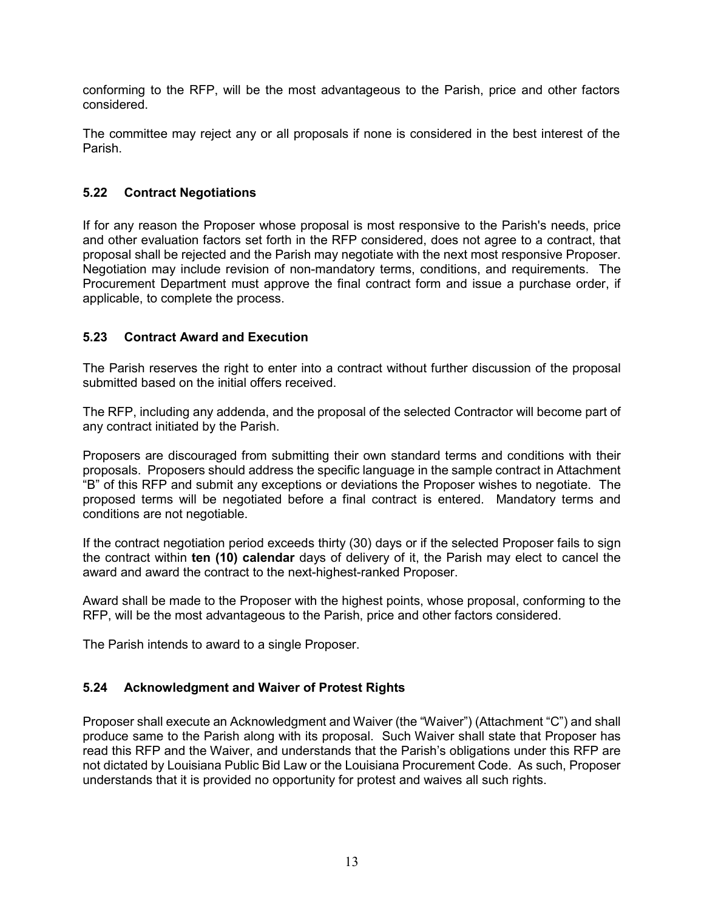conforming to the RFP, will be the most advantageous to the Parish, price and other factors considered.

The committee may reject any or all proposals if none is considered in the best interest of the Parish.

### 5.22 Contract Negotiations

If for any reason the Proposer whose proposal is most responsive to the Parish's needs, price and other evaluation factors set forth in the RFP considered, does not agree to a contract, that proposal shall be rejected and the Parish may negotiate with the next most responsive Proposer. Negotiation may include revision of non-mandatory terms, conditions, and requirements. The Procurement Department must approve the final contract form and issue a purchase order, if applicable, to complete the process.

### 5.23 Contract Award and Execution

The Parish reserves the right to enter into a contract without further discussion of the proposal submitted based on the initial offers received.

The RFP, including any addenda, and the proposal of the selected Contractor will become part of any contract initiated by the Parish.

Proposers are discouraged from submitting their own standard terms and conditions with their proposals. Proposers should address the specific language in the sample contract in Attachment "B" of this RFP and submit any exceptions or deviations the Proposer wishes to negotiate. The proposed terms will be negotiated before a final contract is entered. Mandatory terms and conditions are not negotiable.

If the contract negotiation period exceeds thirty (30) days or if the selected Proposer fails to sign the contract within **ten (10) calendar** days of delivery of it, the Parish may elect to cancel the award and award the contract to the next-highest-ranked Proposer.

Award shall be made to the Proposer with the highest points, whose proposal, conforming to the RFP, will be the most advantageous to the Parish, price and other factors considered.

The Parish intends to award to a single Proposer.

### 5.24 Acknowledgment and Waiver of Protest Rights

Proposer shall execute an Acknowledgment and Waiver (the "Waiver") (Attachment "C") and shall produce same to the Parish along with its proposal. Such Waiver shall state that Proposer has read this RFP and the Waiver, and understands that the Parish's obligations under this RFP are not dictated by Louisiana Public Bid Law or the Louisiana Procurement Code. As such, Proposer understands that it is provided no opportunity for protest and waives all such rights.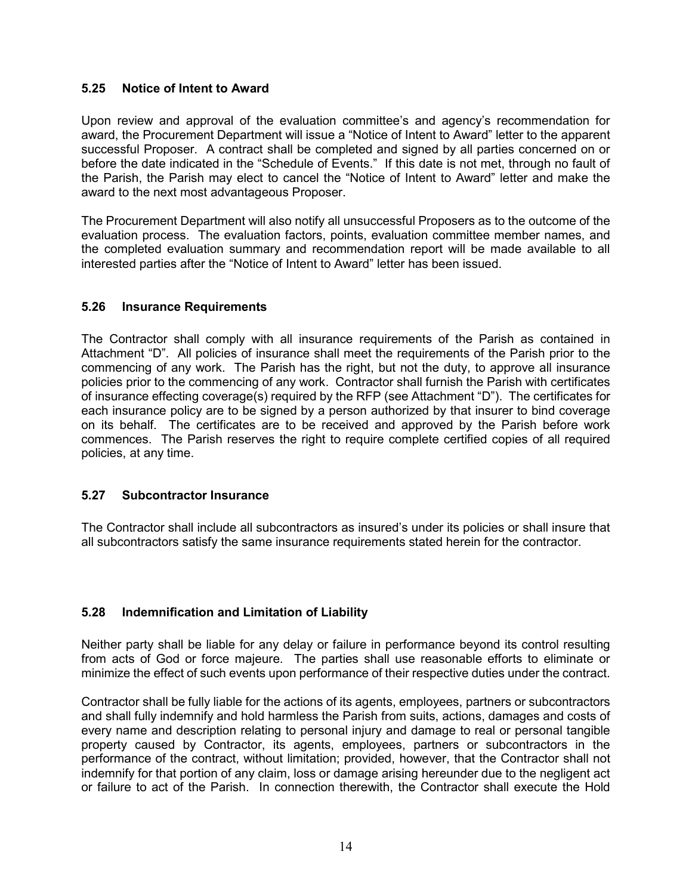### 5.25 Notice of Intent to Award

Upon review and approval of the evaluation committee's and agency's recommendation for award, the Procurement Department will issue a "Notice of Intent to Award" letter to the apparent successful Proposer. A contract shall be completed and signed by all parties concerned on or before the date indicated in the "Schedule of Events." If this date is not met, through no fault of the Parish, the Parish may elect to cancel the "Notice of Intent to Award" letter and make the award to the next most advantageous Proposer.

The Procurement Department will also notify all unsuccessful Proposers as to the outcome of the evaluation process. The evaluation factors, points, evaluation committee member names, and the completed evaluation summary and recommendation report will be made available to all interested parties after the "Notice of Intent to Award" letter has been issued.

### 5.26 Insurance Requirements

The Contractor shall comply with all insurance requirements of the Parish as contained in Attachment "D". All policies of insurance shall meet the requirements of the Parish prior to the commencing of any work. The Parish has the right, but not the duty, to approve all insurance policies prior to the commencing of any work. Contractor shall furnish the Parish with certificates of insurance effecting coverage(s) required by the RFP (see Attachment "D"). The certificates for each insurance policy are to be signed by a person authorized by that insurer to bind coverage on its behalf. The certificates are to be received and approved by the Parish before work commences. The Parish reserves the right to require complete certified copies of all required policies, at any time.

### 5.27 Subcontractor Insurance

The Contractor shall include all subcontractors as insured's under its policies or shall insure that all subcontractors satisfy the same insurance requirements stated herein for the contractor.

### 5.28 Indemnification and Limitation of Liability

Neither party shall be liable for any delay or failure in performance beyond its control resulting from acts of God or force majeure. The parties shall use reasonable efforts to eliminate or minimize the effect of such events upon performance of their respective duties under the contract.

Contractor shall be fully liable for the actions of its agents, employees, partners or subcontractors and shall fully indemnify and hold harmless the Parish from suits, actions, damages and costs of every name and description relating to personal injury and damage to real or personal tangible property caused by Contractor, its agents, employees, partners or subcontractors in the performance of the contract, without limitation; provided, however, that the Contractor shall not indemnify for that portion of any claim, loss or damage arising hereunder due to the negligent act or failure to act of the Parish. In connection therewith, the Contractor shall execute the Hold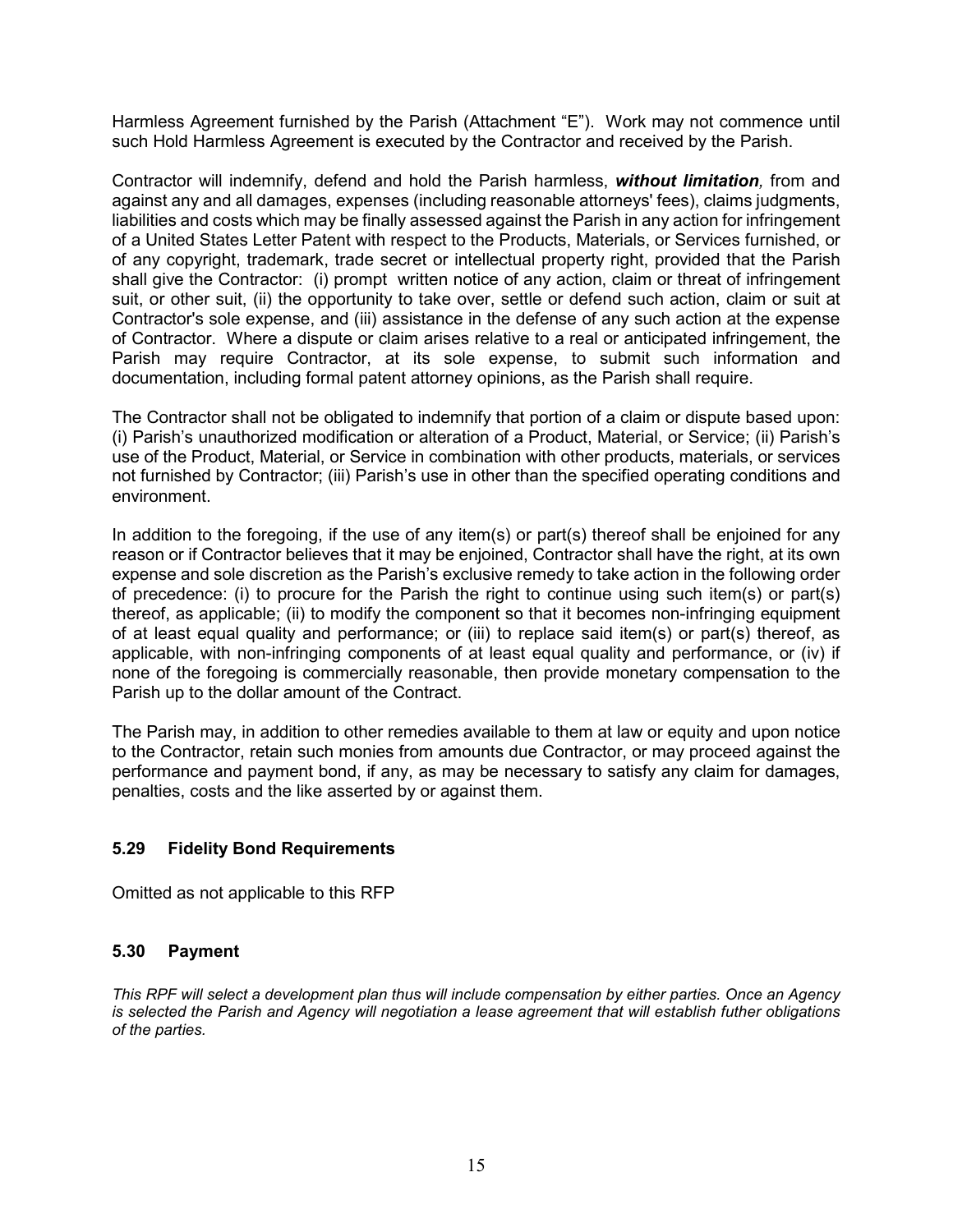Harmless Agreement furnished by the Parish (Attachment "E"). Work may not commence until such Hold Harmless Agreement is executed by the Contractor and received by the Parish.

Contractor will indemnify, defend and hold the Parish harmless, ***without limitation,*** from and against any and all damages, expenses (including reasonable attorneys' fees), claims judgments, liabilities and costs which may be finally assessed against the Parish in any action for infringement of a United States Letter Patent with respect to the Products, Materials, or Services furnished, or of any copyright, trademark, trade secret or intellectual property right, provided that the Parish shall give the Contractor: (i) prompt written notice of any action, claim or threat of infringement suit, or other suit, (ii) the opportunity to take over, settle or defend such action, claim or suit at Contractor's sole expense, and (iii) assistance in the defense of any such action at the expense of Contractor. Where a dispute or claim arises relative to a real or anticipated infringement, the Parish may require Contractor, at its sole expense, to submit such information and documentation, including formal patent attorney opinions, as the Parish shall require.

The Contractor shall not be obligated to indemnify that portion of a claim or dispute based upon: (i) Parish's unauthorized modification or alteration of a Product, Material, or Service; (ii) Parish's use of the Product, Material, or Service in combination with other products, materials, or services not furnished by Contractor; (iii) Parish's use in other than the specified operating conditions and environment.

In addition to the foregoing, if the use of any item(s) or part(s) thereof shall be enjoined for any reason or if Contractor believes that it may be enjoined, Contractor shall have the right, at its own expense and sole discretion as the Parish's exclusive remedy to take action in the following order of precedence: (i) to procure for the Parish the right to continue using such item(s) or part(s) thereof, as applicable; (ii) to modify the component so that it becomes non-infringing equipment of at least equal quality and performance; or (iii) to replace said item(s) or part(s) thereof, as applicable, with non-infringing components of at least equal quality and performance, or (iv) if none of the foregoing is commercially reasonable, then provide monetary compensation to the Parish up to the dollar amount of the Contract.

The Parish may, in addition to other remedies available to them at law or equity and upon notice to the Contractor, retain such monies from amounts due Contractor, or may proceed against the performance and payment bond, if any, as may be necessary to satisfy any claim for damages, penalties, costs and the like asserted by or against them.

### 5.29 Fidelity Bond Requirements

Omitted as not applicable to this RFP

### 5.30 Payment

*This RPF will select a development plan thus will include compensation by either parties. Once an Agency is selected the Parish and Agency will negotiation a lease agreement that will establish futher obligations of the parties.*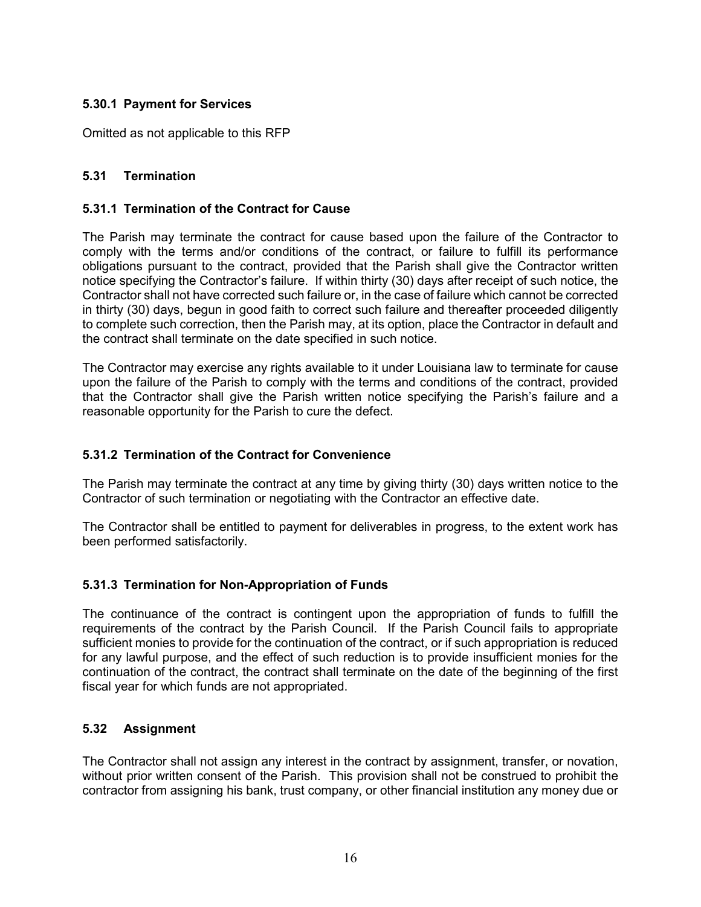### 5.30.1 Payment for Services

Omitted as not applicable to this RFP

## 5.31 Termination

### 5.31.1 Termination of the Contract for Cause

The Parish may terminate the contract for cause based upon the failure of the Contractor to comply with the terms and/or conditions of the contract, or failure to fulfill its performance obligations pursuant to the contract, provided that the Parish shall give the Contractor written notice specifying the Contractor's failure. If within thirty (30) days after receipt of such notice, the Contractor shall not have corrected such failure or, in the case of failure which cannot be corrected in thirty (30) days, begun in good faith to correct such failure and thereafter proceeded diligently to complete such correction, then the Parish may, at its option, place the Contractor in default and the contract shall terminate on the date specified in such notice.

The Contractor may exercise any rights available to it under Louisiana law to terminate for cause upon the failure of the Parish to comply with the terms and conditions of the contract, provided that the Contractor shall give the Parish written notice specifying the Parish's failure and a reasonable opportunity for the Parish to cure the defect.

### 5.31.2 Termination of the Contract for Convenience

The Parish may terminate the contract at any time by giving thirty (30) days written notice to the Contractor of such termination or negotiating with the Contractor an effective date.

The Contractor shall be entitled to payment for deliverables in progress, to the extent work has been performed satisfactorily.

### 5.31.3 Termination for Non-Appropriation of Funds

The continuance of the contract is contingent upon the appropriation of funds to fulfill the requirements of the contract by the Parish Council. If the Parish Council fails to appropriate sufficient monies to provide for the continuation of the contract, or if such appropriation is reduced for any lawful purpose, and the effect of such reduction is to provide insufficient monies for the continuation of the contract, the contract shall terminate on the date of the beginning of the first fiscal year for which funds are not appropriated.

## 5.32 Assignment

The Contractor shall not assign any interest in the contract by assignment, transfer, or novation, without prior written consent of the Parish. This provision shall not be construed to prohibit the contractor from assigning his bank, trust company, or other financial institution any money due or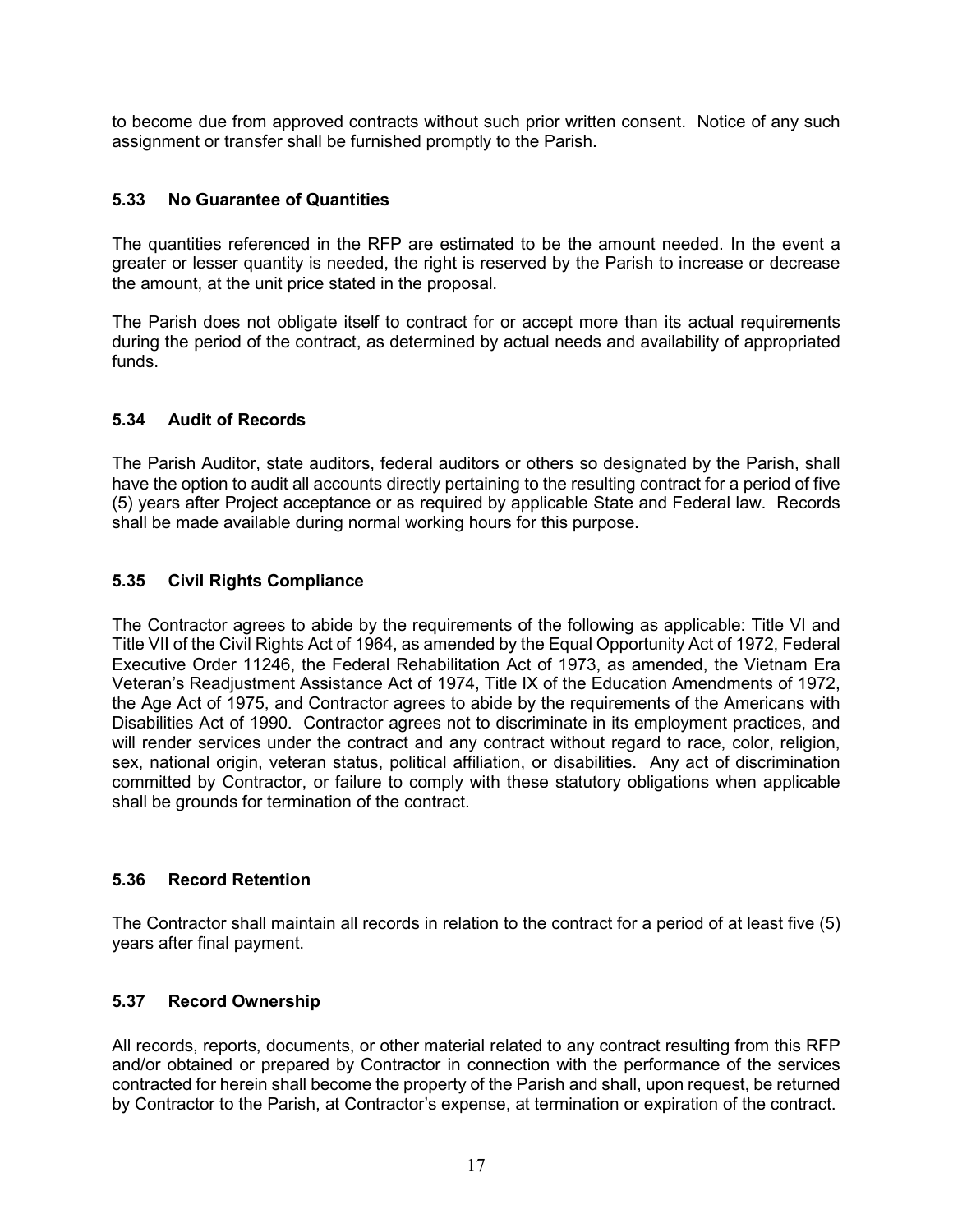to become due from approved contracts without such prior written consent. Notice of any such assignment or transfer shall be furnished promptly to the Parish.

### 5.33 No Guarantee of Quantities

The quantities referenced in the RFP are estimated to be the amount needed. In the event a greater or lesser quantity is needed, the right is reserved by the Parish to increase or decrease the amount, at the unit price stated in the proposal.

The Parish does not obligate itself to contract for or accept more than its actual requirements during the period of the contract, as determined by actual needs and availability of appropriated funds.

### 5.34 Audit of Records

The Parish Auditor, state auditors, federal auditors or others so designated by the Parish, shall have the option to audit all accounts directly pertaining to the resulting contract for a period of five (5) years after Project acceptance or as required by applicable State and Federal law. Records shall be made available during normal working hours for this purpose.

### 5.35 Civil Rights Compliance

The Contractor agrees to abide by the requirements of the following as applicable: Title VI and Title VII of the Civil Rights Act of 1964, as amended by the Equal Opportunity Act of 1972, Federal Executive Order 11246, the Federal Rehabilitation Act of 1973, as amended, the Vietnam Era Veteran's Readjustment Assistance Act of 1974, Title IX of the Education Amendments of 1972, the Age Act of 1975, and Contractor agrees to abide by the requirements of the Americans with Disabilities Act of 1990. Contractor agrees not to discriminate in its employment practices, and will render services under the contract and any contract without regard to race, color, religion, sex, national origin, veteran status, political affiliation, or disabilities. Any act of discrimination committed by Contractor, or failure to comply with these statutory obligations when applicable shall be grounds for termination of the contract.

### 5.36 Record Retention

The Contractor shall maintain all records in relation to the contract for a period of at least five (5) years after final payment.

### 5.37 Record Ownership

All records, reports, documents, or other material related to any contract resulting from this RFP and/or obtained or prepared by Contractor in connection with the performance of the services contracted for herein shall become the property of the Parish and shall, upon request, be returned by Contractor to the Parish, at Contractor's expense, at termination or expiration of the contract.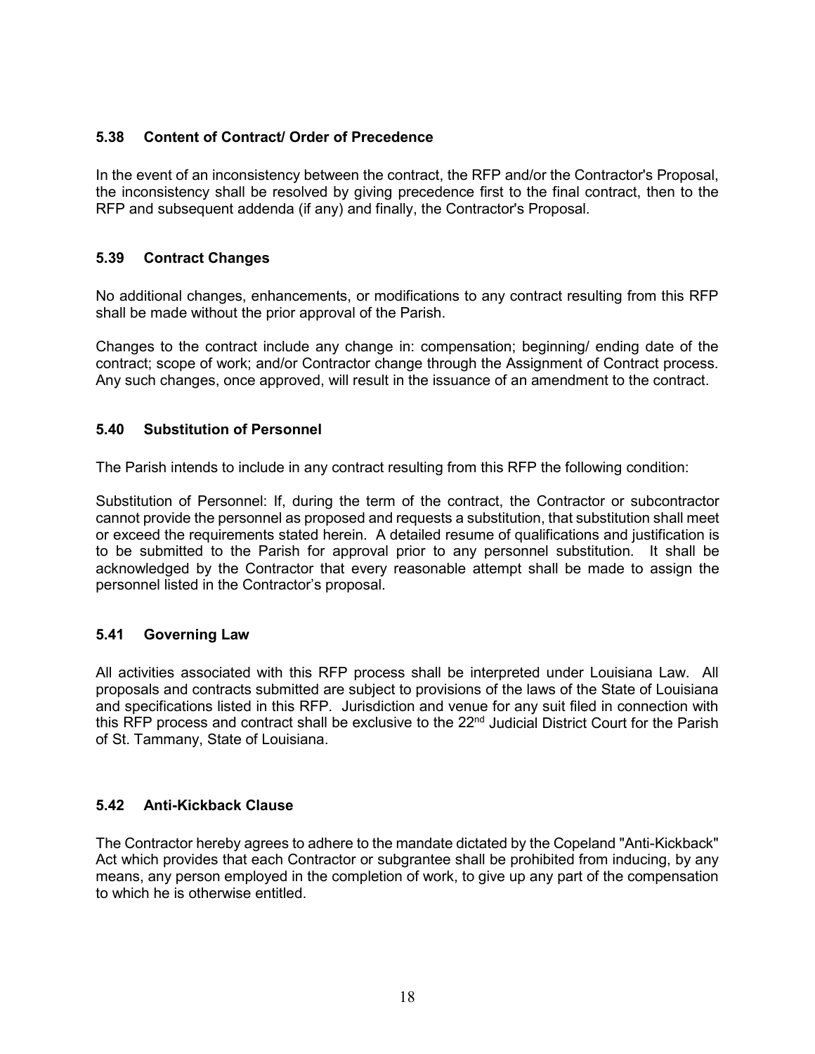### 5.38 Content of Contract/ Order of Precedence

In the event of an inconsistency between the contract, the RFP and/or the Contractor's Proposal, the inconsistency shall be resolved by giving precedence first to the final contract, then to the RFP and subsequent addenda (if any) and finally, the Contractor's Proposal.

### 5.39 Contract Changes

No additional changes, enhancements, or modifications to any contract resulting from this RFP shall be made without the prior approval of the Parish.

Changes to the contract include any change in: compensation; beginning/ ending date of the contract; scope of work; and/or Contractor change through the Assignment of Contract process. Any such changes, once approved, will result in the issuance of an amendment to the contract.

### 5.40 Substitution of Personnel

The Parish intends to include in any contract resulting from this RFP the following condition:

Substitution of Personnel: If, during the term of the contract, the Contractor or subcontractor cannot provide the personnel as proposed and requests a substitution, that substitution shall meet or exceed the requirements stated herein. A detailed resume of qualifications and justification is to be submitted to the Parish for approval prior to any personnel substitution. It shall be acknowledged by the Contractor that every reasonable attempt shall be made to assign the personnel listed in the Contractor's proposal.

### 5.41 Governing Law

All activities associated with this RFP process shall be interpreted under Louisiana Law. All proposals and contracts submitted are subject to provisions of the laws of the State of Louisiana and specifications listed in this RFP. Jurisdiction and venue for any suit filed in connection with this RFP process and contract shall be exclusive to the 22nd Judicial District Court for the Parish of St. Tammany, State of Louisiana.

### 5.42 Anti-Kickback Clause

The Contractor hereby agrees to adhere to the mandate dictated by the Copeland "Anti-Kickback" Act which provides that each Contractor or subgrantee shall be prohibited from inducing, by any means, any person employed in the completion of work, to give up any part of the compensation to which he is otherwise entitled.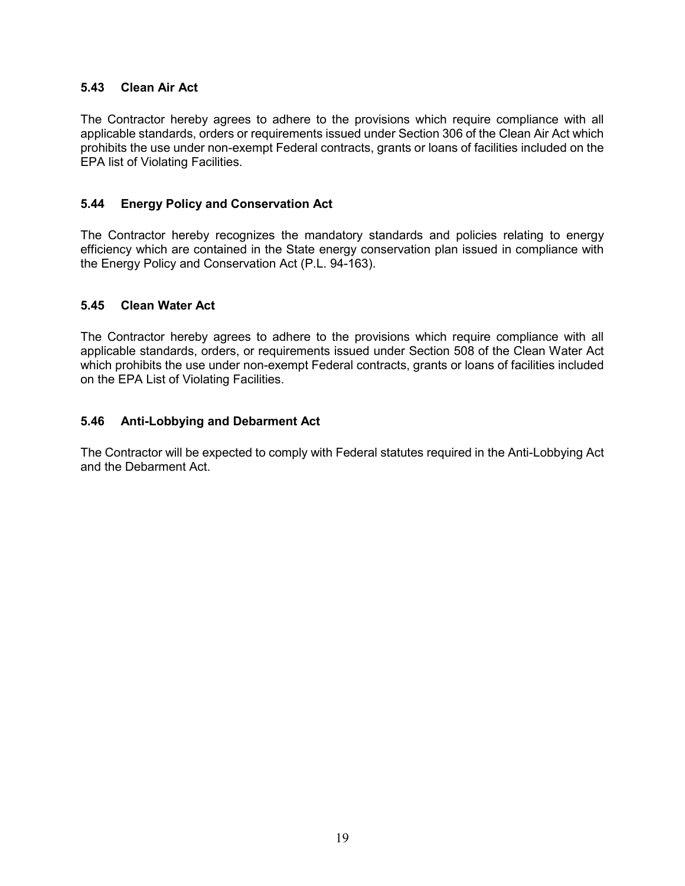### 5.43 Clean Air Act

The Contractor hereby agrees to adhere to the provisions which require compliance with all applicable standards, orders or requirements issued under Section 306 of the Clean Air Act which prohibits the use under non-exempt Federal contracts, grants or loans of facilities included on the EPA list of Violating Facilities.

### 5.44 Energy Policy and Conservation Act

The Contractor hereby recognizes the mandatory standards and policies relating to energy efficiency which are contained in the State energy conservation plan issued in compliance with the Energy Policy and Conservation Act (P.L. 94-163).

### 5.45 Clean Water Act

The Contractor hereby agrees to adhere to the provisions which require compliance with all applicable standards, orders, or requirements issued under Section 508 of the Clean Water Act which prohibits the use under non-exempt Federal contracts, grants or loans of facilities included on the EPA List of Violating Facilities.

### 5.46 Anti-Lobbying and Debarment Act

The Contractor will be expected to comply with Federal statutes required in the Anti-Lobbying Act and the Debarment Act.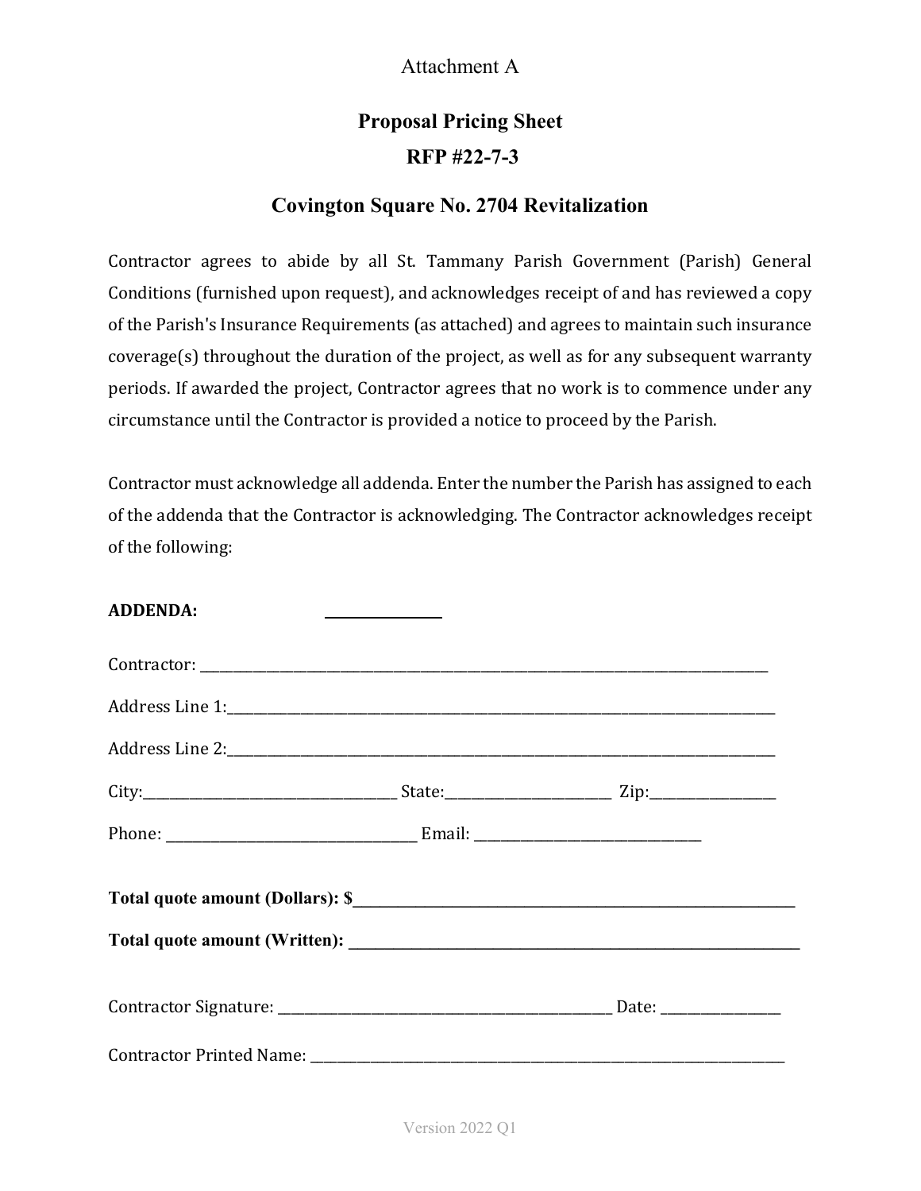Attachment A

# Proposal Pricing Sheet

## RFP #22-7-3

## Covington Square No. 2704 Revitalization

Contractor agrees to abide by all St. Tammany Parish Government (Parish) General Conditions (furnished upon request), and acknowledges receipt of and has reviewed a copy of the Parish's Insurance Requirements (as attached) and agrees to maintain such insurance coverage(s) throughout the duration of the project, as well as for any subsequent warranty periods. If awarded the project, Contractor agrees that no work is to commence under any circumstance until the Contractor is provided a notice to proceed by the Parish.

Contractor must acknowledge all addenda. Enter the number the Parish has assigned to each of the addenda that the Contractor is acknowledging. The Contractor acknowledges receipt of the following:

**ADDENDA:** _______________

Contractor: ____________________________________________________________________________

Address Line 1: ________________________________________________________________________

Address Line 2: ________________________________________________________________________

City: ________________________________ State: ______________________ Zip: _________________

Phone: _________________________________ Email: ______________________________

**Total quote amount (Dollars): $________________________________________________________**

**Total quote amount (Written): ________________________________________________________**

Contractor Signature: ____________________________________________ Date: ________________

Contractor Printed Name: _________________________________________________________________

Version 2022 Q1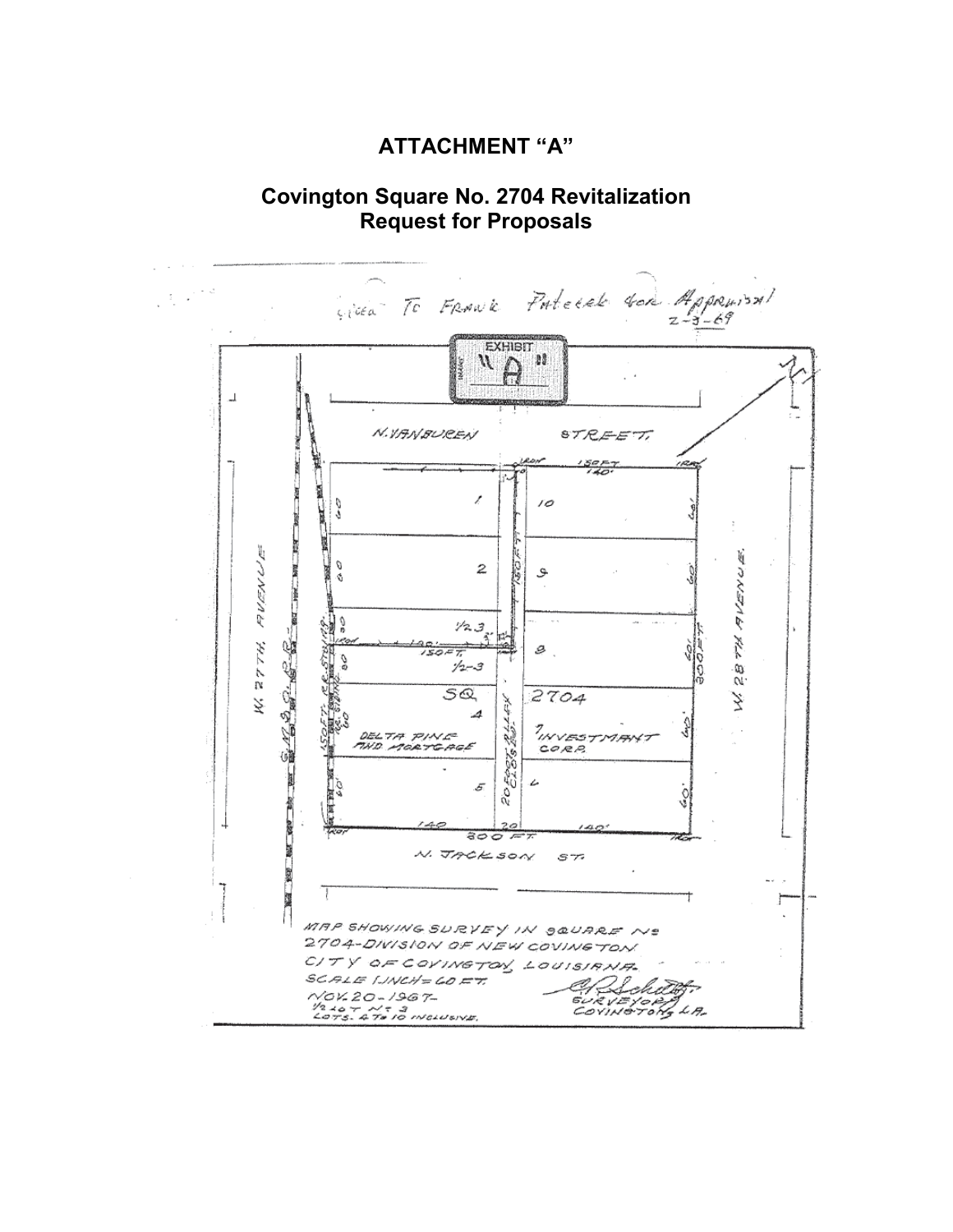# ATTACHMENT "A"

## Covington Square No. 2704 Revitalization
## Request for Proposals

Given To Frank Patecek for Appraisal 2-3-69

EXHIBIT "A"

N. VANBUREN STREET

W. 27TH AVENUE

W. 28TH AVENUE

N. JACKSON ST.

SQ. 2704

DELTA PINE AND MORTGAGE

INVESTMENT CORP.

20 FOOT ALLEY (CLOSED)

300 FT.

MAP SHOWING SURVEY IN SQUARE No 2704-DIVISION OF NEW COVINGTON CITY OF COVINGTON, LOUISIANA.
SCALE 1 INCH = 60 FT.
NOV. 20-1967-
1/2 LOT No 3
LOTS 4 To 10 INCLUSIVE.

SURVEYOR
COVINGTON, LA.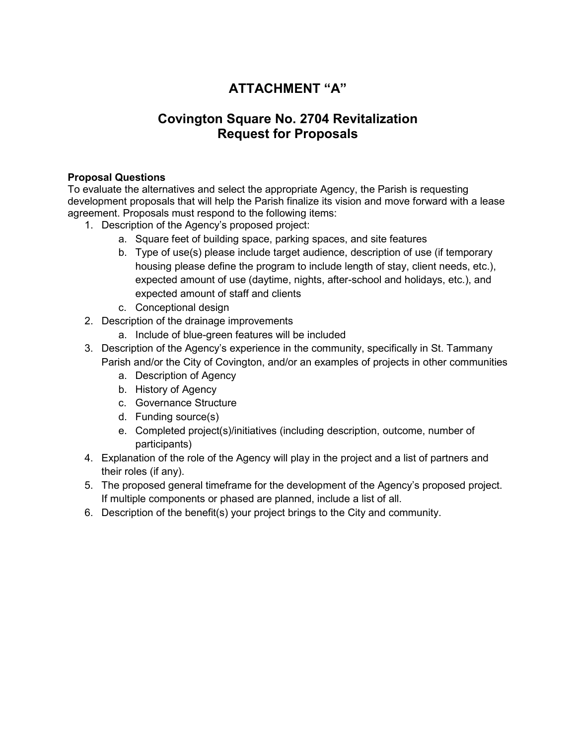# ATTACHMENT “A”

## Covington Square No. 2704 Revitalization Request for Proposals

**Proposal Questions**

To evaluate the alternatives and select the appropriate Agency, the Parish is requesting development proposals that will help the Parish finalize its vision and move forward with a lease agreement. Proposals must respond to the following items:

1. Description of the Agency’s proposed project:
   a. Square feet of building space, parking spaces, and site features
   b. Type of use(s) please include target audience, description of use (if temporary housing please define the program to include length of stay, client needs, etc.), expected amount of use (daytime, nights, after-school and holidays, etc.), and expected amount of staff and clients
   c. Conceptional design
2. Description of the drainage improvements
   a. Include of blue-green features will be included
3. Description of the Agency’s experience in the community, specifically in St. Tammany Parish and/or the City of Covington, and/or an examples of projects in other communities
   a. Description of Agency
   b. History of Agency
   c. Governance Structure
   d. Funding source(s)
   e. Completed project(s)/initiatives (including description, outcome, number of participants)
4. Explanation of the role of the Agency will play in the project and a list of partners and their roles (if any).
5. The proposed general timeframe for the development of the Agency’s proposed project. If multiple components or phased are planned, include a list of all.
6. Description of the benefit(s) your project brings to the City and community.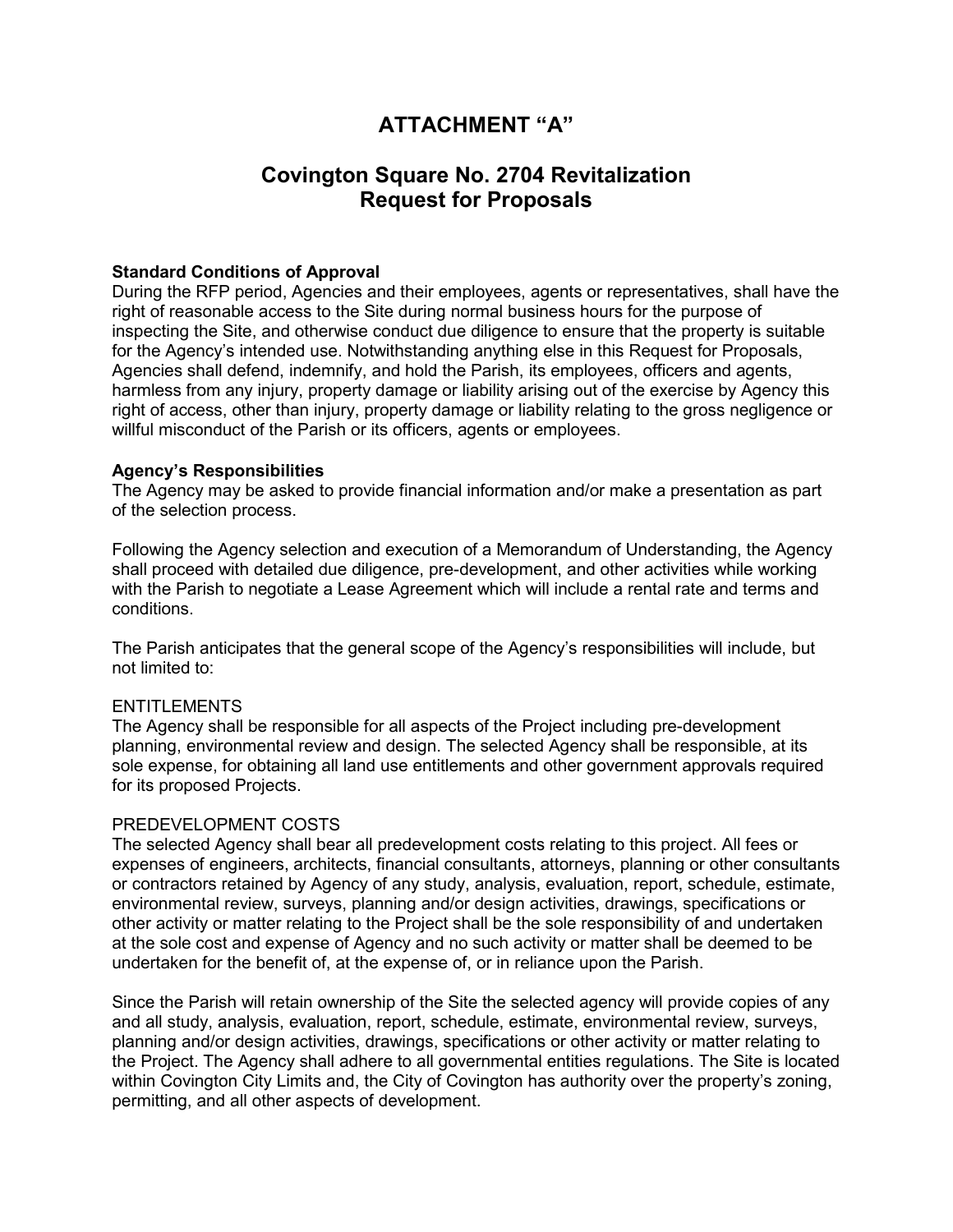# ATTACHMENT "A"

## Covington Square No. 2704 Revitalization Request for Proposals

**Standard Conditions of Approval**
During the RFP period, Agencies and their employees, agents or representatives, shall have the right of reasonable access to the Site during normal business hours for the purpose of inspecting the Site, and otherwise conduct due diligence to ensure that the property is suitable for the Agency's intended use. Notwithstanding anything else in this Request for Proposals, Agencies shall defend, indemnify, and hold the Parish, its employees, officers and agents, harmless from any injury, property damage or liability arising out of the exercise by Agency this right of access, other than injury, property damage or liability relating to the gross negligence or willful misconduct of the Parish or its officers, agents or employees.

**Agency's Responsibilities**
The Agency may be asked to provide financial information and/or make a presentation as part of the selection process.

Following the Agency selection and execution of a Memorandum of Understanding, the Agency shall proceed with detailed due diligence, pre-development, and other activities while working with the Parish to negotiate a Lease Agreement which will include a rental rate and terms and conditions.

The Parish anticipates that the general scope of the Agency's responsibilities will include, but not limited to:

ENTITLEMENTS
The Agency shall be responsible for all aspects of the Project including pre-development planning, environmental review and design. The selected Agency shall be responsible, at its sole expense, for obtaining all land use entitlements and other government approvals required for its proposed Projects.

PREDEVELOPMENT COSTS
The selected Agency shall bear all predevelopment costs relating to this project. All fees or expenses of engineers, architects, financial consultants, attorneys, planning or other consultants or contractors retained by Agency of any study, analysis, evaluation, report, schedule, estimate, environmental review, surveys, planning and/or design activities, drawings, specifications or other activity or matter relating to the Project shall be the sole responsibility of and undertaken at the sole cost and expense of Agency and no such activity or matter shall be deemed to be undertaken for the benefit of, at the expense of, or in reliance upon the Parish.

Since the Parish will retain ownership of the Site the selected agency will provide copies of any and all study, analysis, evaluation, report, schedule, estimate, environmental review, surveys, planning and/or design activities, drawings, specifications or other activity or matter relating to the Project. The Agency shall adhere to all governmental entities regulations. The Site is located within Covington City Limits and, the City of Covington has authority over the property's zoning, permitting, and all other aspects of development.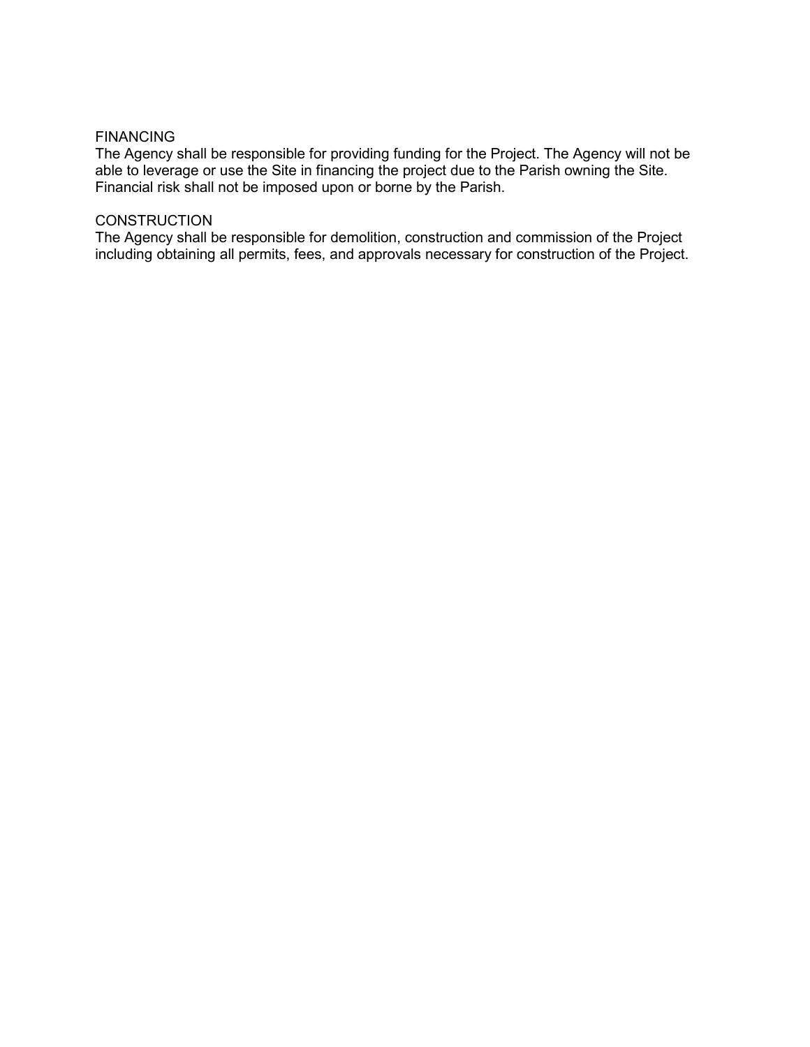## FINANCING

The Agency shall be responsible for providing funding for the Project. The Agency will not be able to leverage or use the Site in financing the project due to the Parish owning the Site. Financial risk shall not be imposed upon or borne by the Parish.

## CONSTRUCTION

The Agency shall be responsible for demolition, construction and commission of the Project including obtaining all permits, fees, and approvals necessary for construction of the Project.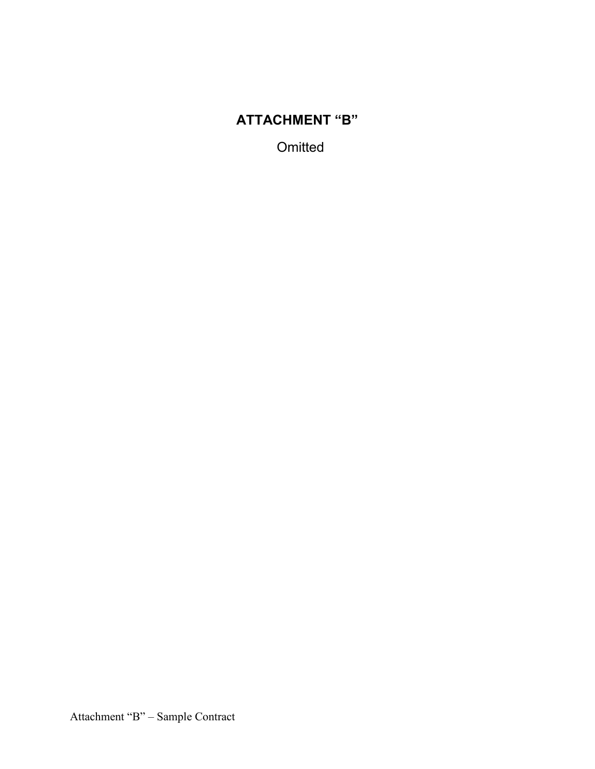# ATTACHMENT “B”

Omitted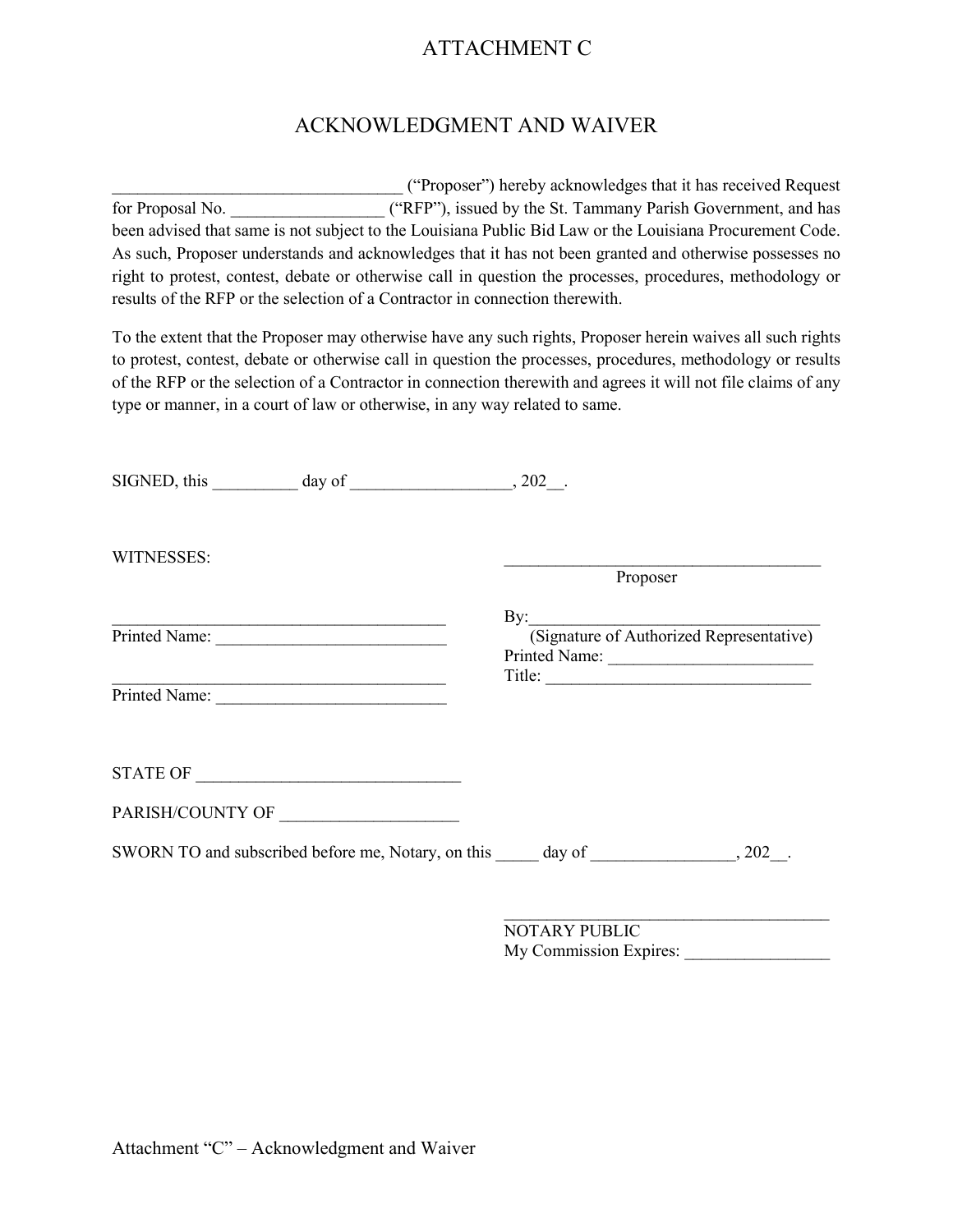# ATTACHMENT C

## ACKNOWLEDGMENT AND WAIVER

_________________________________ ("Proposer") hereby acknowledges that it has received Request for Proposal No. __________________ ("RFP"), issued by the St. Tammany Parish Government, and has been advised that same is not subject to the Louisiana Public Bid Law or the Louisiana Procurement Code. As such, Proposer understands and acknowledges that it has not been granted and otherwise possesses no right to protest, contest, debate or otherwise call in question the processes, procedures, methodology or results of the RFP or the selection of a Contractor in connection therewith.

To the extent that the Proposer may otherwise have any such rights, Proposer herein waives all such rights to protest, contest, debate or otherwise call in question the processes, procedures, methodology or results of the RFP or the selection of a Contractor in connection therewith and agrees it will not file claims of any type or manner, in a court of law or otherwise, in any way related to same.

SIGNED, this __________ day of ___________________, 202__.

WITNESSES:

_______________________________________
Printed Name: ___________________________

_______________________________________
Printed Name: ___________________________

_______________________________________
Proposer

By:___________________________________
(Signature of Authorized Representative)
Printed Name: ________________________
Title: _______________________________

STATE OF _______________________________

PARISH/COUNTY OF _____________________

SWORN TO and subscribed before me, Notary, on this _____ day of _________________, 202__.

_______________________________________
NOTARY PUBLIC
My Commission Expires: _________________

Attachment "C" – Acknowledgment and Waiver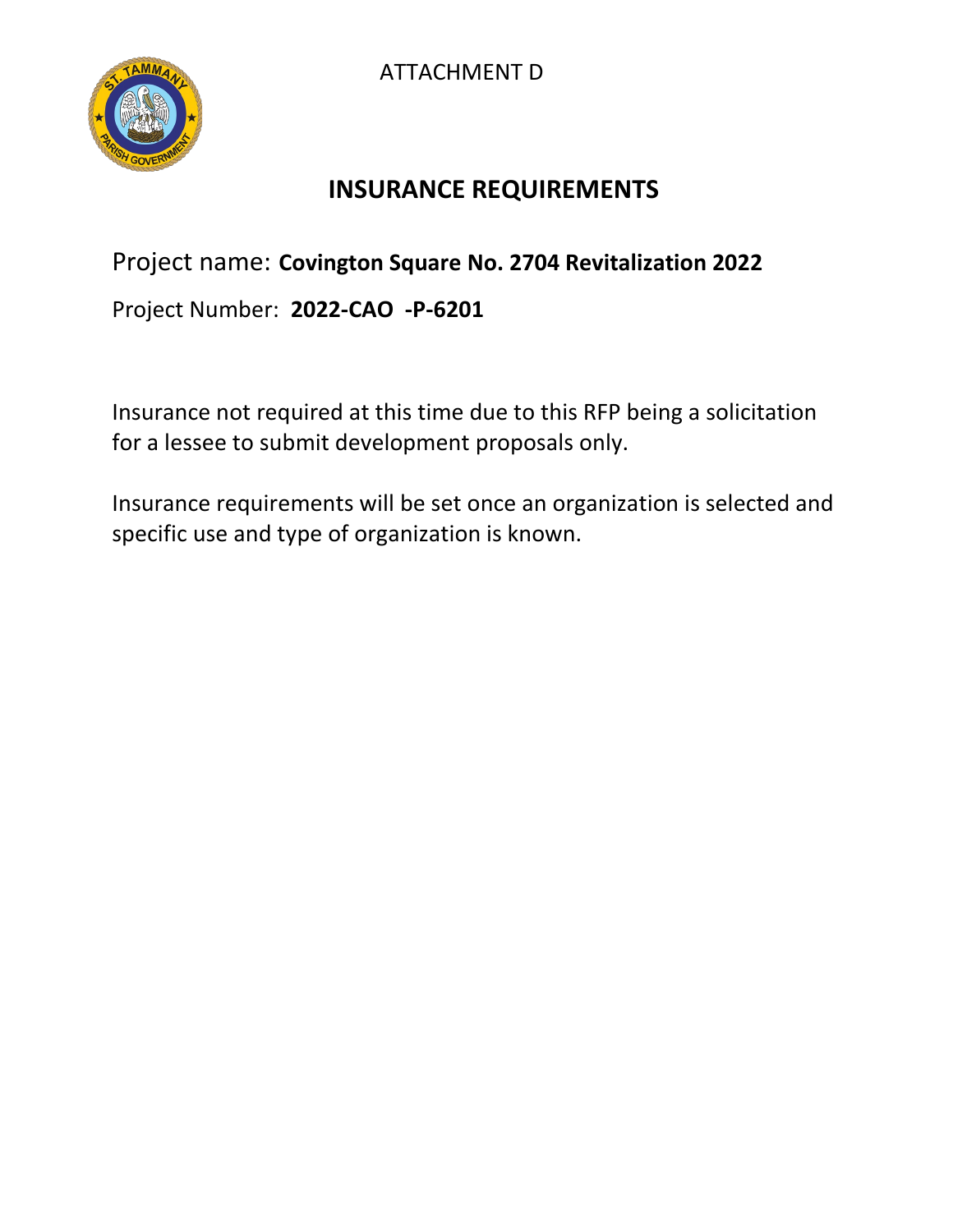ATTACHMENT D

# INSURANCE REQUIREMENTS

Project name: **Covington Square No. 2704 Revitalization 2022**

Project Number: **2022-CAO -P-6201**

Insurance not required at this time due to this RFP being a solicitation for a lessee to submit development proposals only.

Insurance requirements will be set once an organization is selected and specific use and type of organization is known.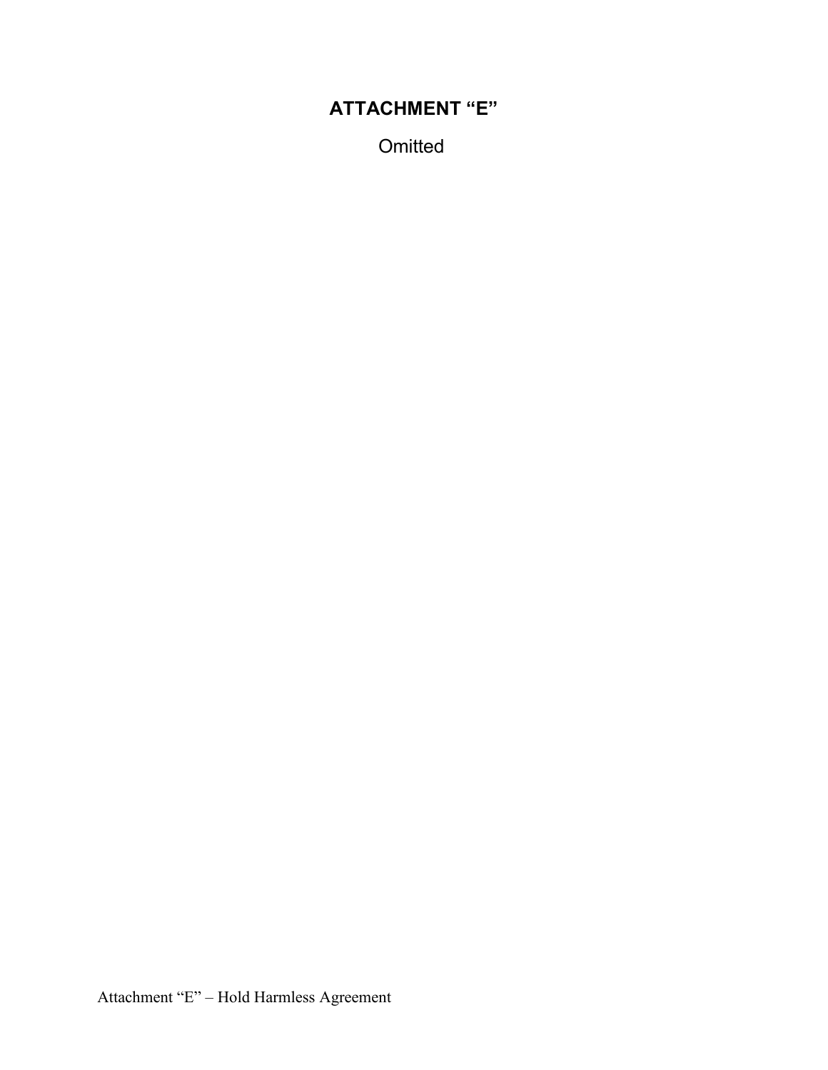# ATTACHMENT "E"

Omitted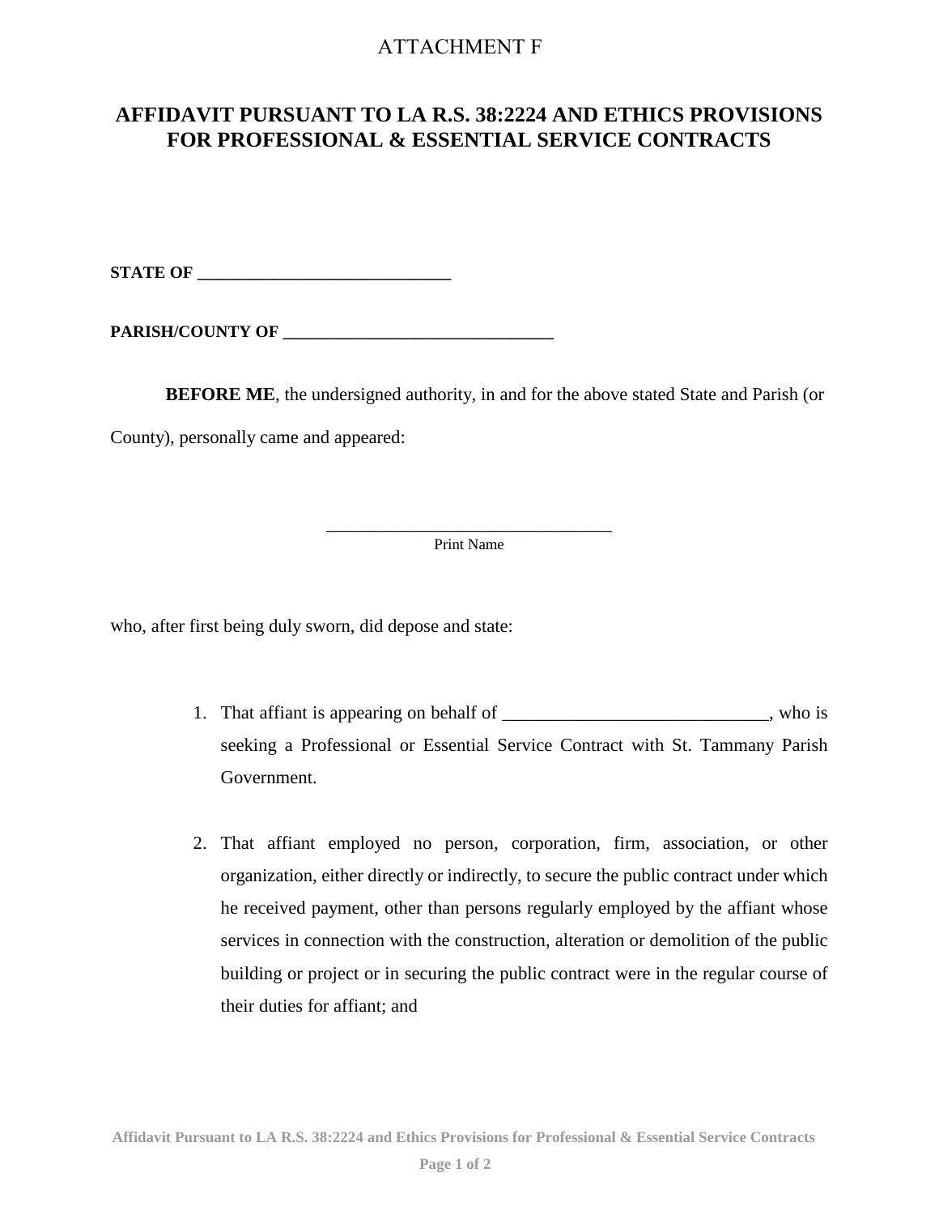ATTACHMENT F

# AFFIDAVIT PURSUANT TO LA R.S. 38:2224 AND ETHICS PROVISIONS FOR PROFESSIONAL & ESSENTIAL SERVICE CONTRACTS

**STATE OF ____________________________**

**PARISH/COUNTY OF ______________________________**

**BEFORE ME**, the undersigned authority, in and for the above stated State and Parish (or County), personally came and appeared:

________________________________
Print Name

who, after first being duly sworn, did depose and state:

1. That affiant is appearing on behalf of ____________________________, who is seeking a Professional or Essential Service Contract with St. Tammany Parish Government.

2. That affiant employed no person, corporation, firm, association, or other organization, either directly or indirectly, to secure the public contract under which he received payment, other than persons regularly employed by the affiant whose services in connection with the construction, alteration or demolition of the public building or project or in securing the public contract were in the regular course of their duties for affiant; and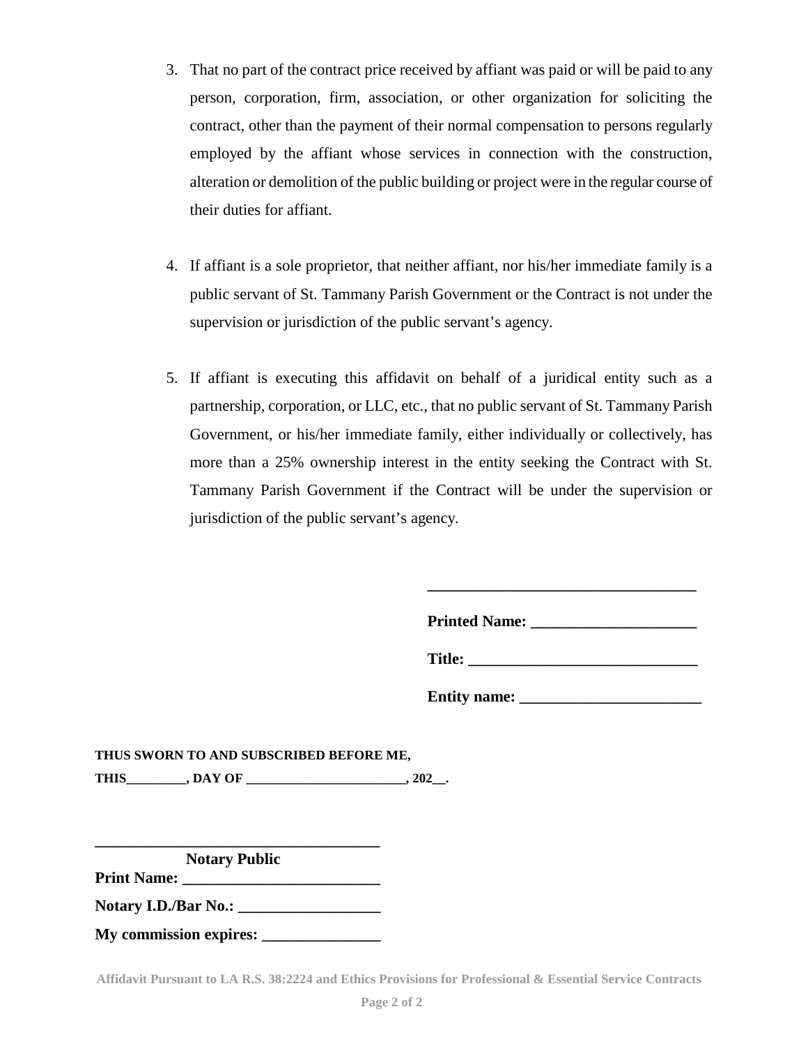3. That no part of the contract price received by affiant was paid or will be paid to any person, corporation, firm, association, or other organization for soliciting the contract, other than the payment of their normal compensation to persons regularly employed by the affiant whose services in connection with the construction, alteration or demolition of the public building or project were in the regular course of their duties for affiant.

4. If affiant is a sole proprietor, that neither affiant, nor his/her immediate family is a public servant of St. Tammany Parish Government or the Contract is not under the supervision or jurisdiction of the public servant's agency.

5. If affiant is executing this affidavit on behalf of a juridical entity such as a partnership, corporation, or LLC, etc., that no public servant of St. Tammany Parish Government, or his/her immediate family, either individually or collectively, has more than a 25% ownership interest in the entity seeking the Contract with St. Tammany Parish Government if the Contract will be under the supervision or jurisdiction of the public servant's agency.

___________________________________

**Printed Name: _____________________**

**Title: ______________________________**

**Entity name: _______________________**

**THUS SWORN TO AND SUBSCRIBED BEFORE ME,**

**THIS_________, DAY OF ________________________, 202__.**

______________________________________
**Notary Public**

**Print Name: _________________________**

**Notary I.D./Bar No.: __________________**

**My commission expires: _______________**

Affidavit Pursuant to LA R.S. 38:2224 and Ethics Provisions for Professional & Essential Service Contracts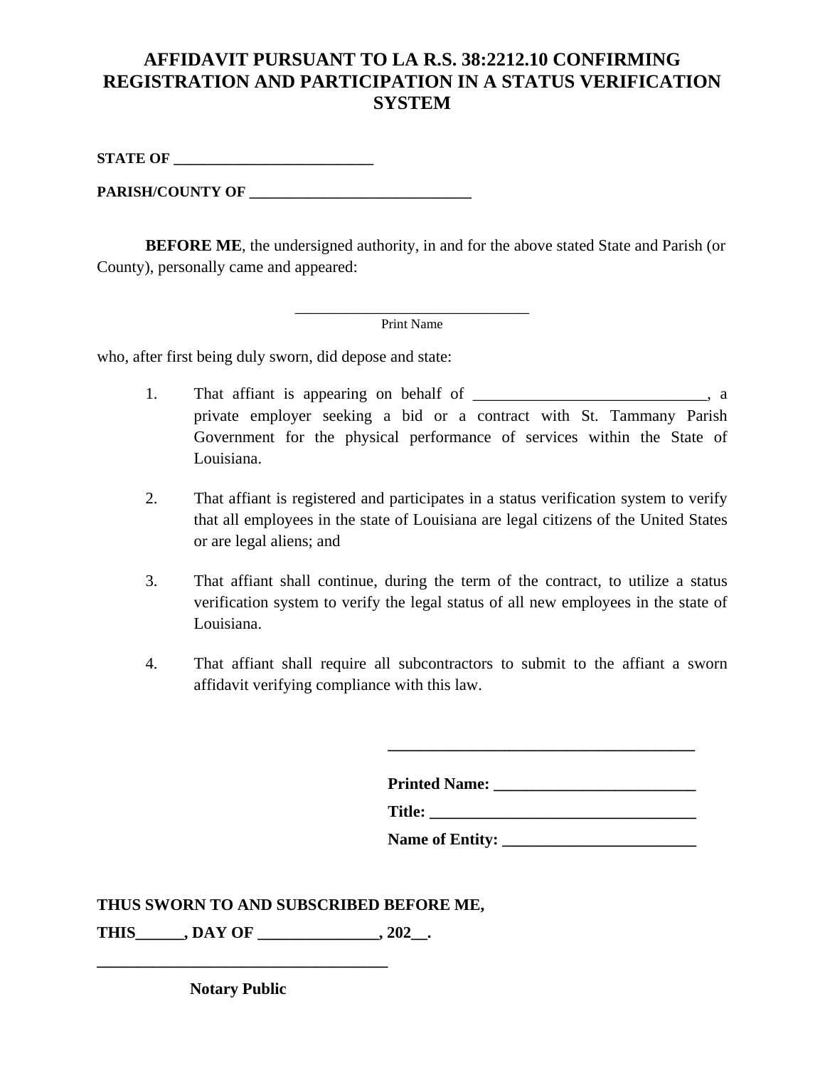# AFFIDAVIT PURSUANT TO LA R.S. 38:2212.10 CONFIRMING REGISTRATION AND PARTICIPATION IN A STATUS VERIFICATION SYSTEM

**STATE OF ___________________________**

**PARISH/COUNTY OF _____________________________**

**BEFORE ME**, the undersigned authority, in and for the above stated State and Parish (or County), personally came and appeared:

_______________________________
Print Name

who, after first being duly sworn, did depose and state:

1. That affiant is appearing on behalf of _____________________________, a private employer seeking a bid or a contract with St. Tammany Parish Government for the physical performance of services within the State of Louisiana.

2. That affiant is registered and participates in a status verification system to verify that all employees in the state of Louisiana are legal citizens of the United States or are legal aliens; and

3. That affiant shall continue, during the term of the contract, to utilize a status verification system to verify the legal status of all new employees in the state of Louisiana.

4. That affiant shall require all subcontractors to submit to the affiant a sworn affidavit verifying compliance with this law.

**______________________________________**

**Printed Name: _________________________**

**Title: _________________________________**

**Name of Entity: ________________________**

**THUS SWORN TO AND SUBSCRIBED BEFORE ME,**

**THIS______, DAY OF _______________, 202__.**

**_____________________________________**

**Notary Public**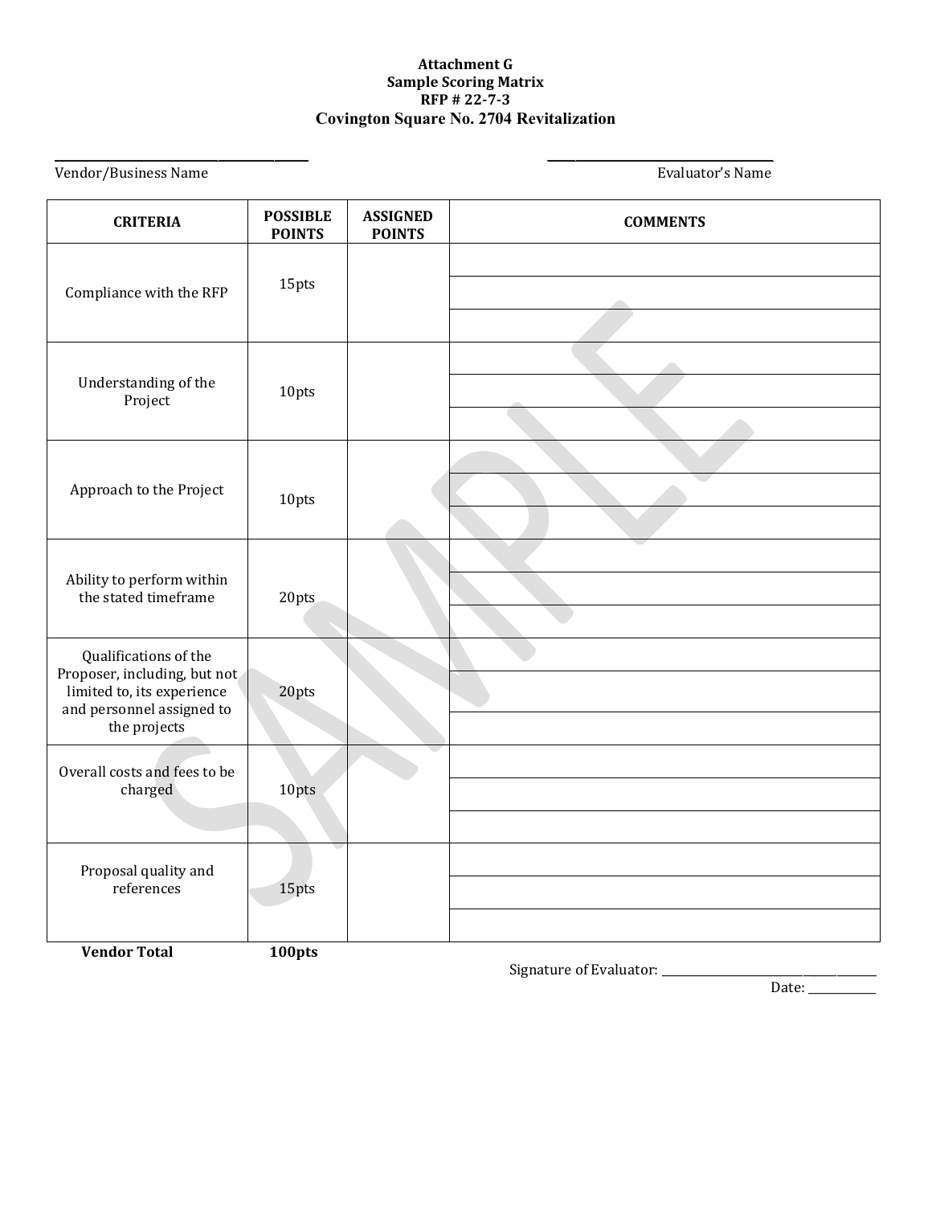**Attachment G**
**Sample Scoring Matrix**
**RFP # 22-7-3**
**Covington Square No. 2704 Revitalization**

______________________________ Vendor/Business Name

______________________________ Evaluator's Name

| CRITERIA | POSSIBLE POINTS | ASSIGNED POINTS | COMMENTS |
|---|---|---|---|
| Compliance with the RFP | 15pts | | |
| Understanding of the Project | 10pts | | |
| Approach to the Project | 10pts | | |
| Ability to perform within the stated timeframe | 20pts | | |
| Qualifications of the Proposer, including, but not limited to, its experience and personnel assigned to the projects | 20pts | | |
| Overall costs and fees to be charged | 10pts | | |
| Proposal quality and references | 15pts | | |
| **Vendor Total** | **100pts** | | |

Signature of Evaluator: ______________________________

Date: ___________

SAMPLE